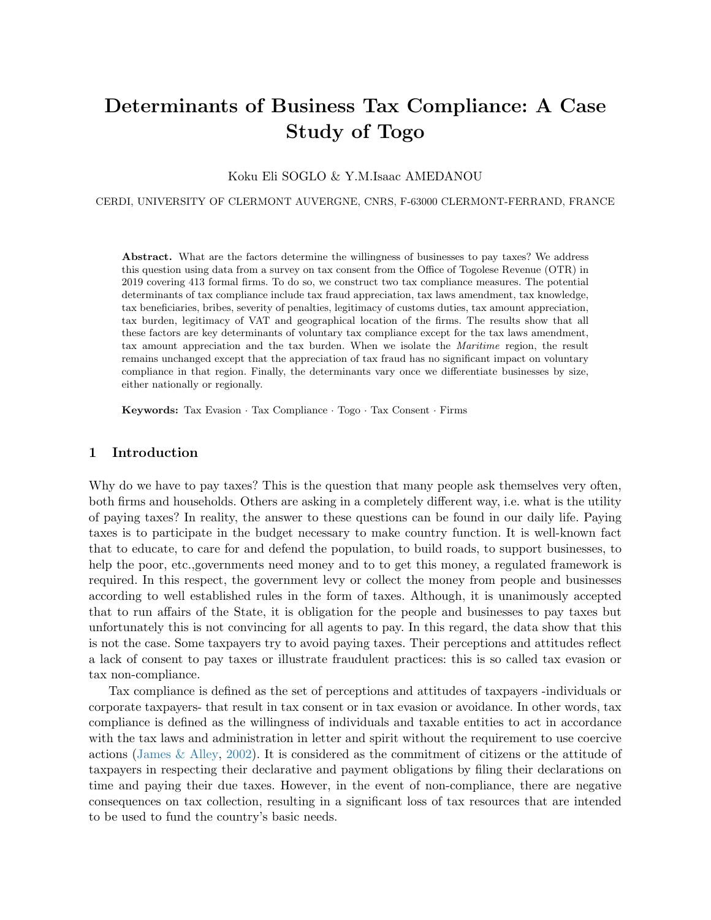# Determinants of Business Tax Compliance: A Case Study of Togo

Koku Eli SOGLO & Y.M.Isaac AMEDANOU

CERDI, UNIVERSITY OF CLERMONT AUVERGNE, CNRS, F-63000 CLERMONT-FERRAND, FRANCE

**Abstract.** What are the factors determine the willingness of businesses to pay taxes? We address this question using data from a survey on tax consent from the Office of Togolese Revenue (OTR) in 2019 covering 413 formal firms. To do so, we construct two tax compliance measures. The potential determinants of tax compliance include tax fraud appreciation, tax laws amendment, tax knowledge, tax beneficiaries, bribes, severity of penalties, legitimacy of customs duties, tax amount appreciation, tax burden, legitimacy of VAT and geographical location of the firms. The results show that all these factors are key determinants of voluntary tax compliance except for the tax laws amendment, tax amount appreciation and the tax burden. When we isolate the *Maritime* region, the result remains unchanged except that the appreciation of tax fraud has no significant impact on voluntary compliance in that region. Finally, the determinants vary once we differentiate businesses by size, either nationally or regionally.

**Keywords:** Tax Evasion · Tax Compliance · Togo · Tax Consent · Firms

## 1 Introduction

Why do we have to pay taxes? This is the question that many people ask themselves very often, both firms and households. Others are asking in a completely different way, i.e. what is the utility of paying taxes? In reality, the answer to these questions can be found in our daily life. Paying taxes is to participate in the budget necessary to make country function. It is well-known fact that to educate, to care for and defend the population, to build roads, to support businesses, to help the poor, etc.,governments need money and to to get this money, a regulated framework is required. In this respect, the government levy or collect the money from people and businesses according to well established rules in the form of taxes. Although, it is unanimously accepted that to run affairs of the State, it is obligation for the people and businesses to pay taxes but unfortunately this is not convincing for all agents to pay. In this regard, the data show that this is not the case. Some taxpayers try to avoid paying taxes. Their perceptions and attitudes reflect a lack of consent to pay taxes or illustrate fraudulent practices: this is so called tax evasion or tax non-compliance.

Tax compliance is defined as the set of perceptions and attitudes of taxpayers -individuals or corporate taxpayers- that result in tax consent or in tax evasion or avoidance. In other words, tax compliance is defined as the willingness of individuals and taxable entities to act in accordance with the tax laws and administration in letter and spirit without the requirement to use coercive actions (James & Alley, 2002). It is considered as the commitment of citizens or the attitude of taxpayers in respecting their declarative and payment obligations by filing their declarations on time and paying their due taxes. However, in the event of non-compliance, there are negative consequences on tax collection, resulting in a significant loss of tax resources that are intended to be used to fund the country's basic needs.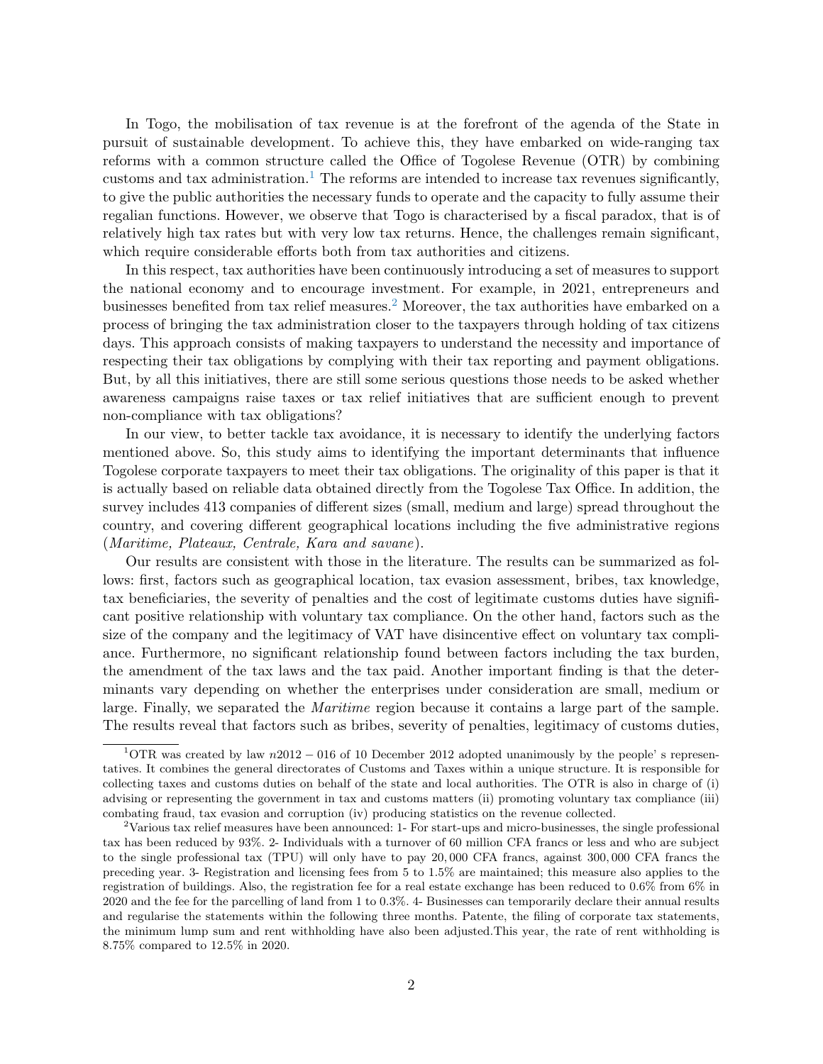In Togo, the mobilisation of tax revenue is at the forefront of the agenda of the State in pursuit of sustainable development. To achieve this, they have embarked on wide-ranging tax reforms with a common structure called the Office of Togolese Revenue (OTR) by combining customs and tax administration.[1] The reforms are intended to increase tax revenues significantly, to give the public authorities the necessary funds to operate and the capacity to fully assume their regalian functions. However, we observe that Togo is characterised by a fiscal paradox, that is of relatively high tax rates but with very low tax returns. Hence, the challenges remain significant, which require considerable efforts both from tax authorities and citizens.

In this respect, tax authorities have been continuously introducing a set of measures to support the national economy and to encourage investment. For example, in 2021, entrepreneurs and businesses benefited from tax relief measures.[2] Moreover, the tax authorities have embarked on a process of bringing the tax administration closer to the taxpayers through holding of tax citizens days. This approach consists of making taxpayers to understand the necessity and importance of respecting their tax obligations by complying with their tax reporting and payment obligations. But, by all this initiatives, there are still some serious questions those needs to be asked whether awareness campaigns raise taxes or tax relief initiatives that are sufficient enough to prevent non-compliance with tax obligations?

In our view, to better tackle tax avoidance, it is necessary to identify the underlying factors mentioned above. So, this study aims to identifying the important determinants that influence Togolese corporate taxpayers to meet their tax obligations. The originality of this paper is that it is actually based on reliable data obtained directly from the Togolese Tax Office. In addition, the survey includes 413 companies of different sizes (small, medium and large) spread throughout the country, and covering different geographical locations including the five administrative regions (*Maritime, Plateaux, Centrale, Kara and savane*).

Our results are consistent with those in the literature. The results can be summarized as follows: first, factors such as geographical location, tax evasion assessment, bribes, tax knowledge, tax beneficiaries, the severity of penalties and the cost of legitimate customs duties have significant positive relationship with voluntary tax compliance. On the other hand, factors such as the size of the company and the legitimacy of VAT have disincentive effect on voluntary tax compliance. Furthermore, no significant relationship found between factors including the tax burden, the amendment of the tax laws and the tax paid. Another important finding is that the determinants vary depending on whether the enterprises under consideration are small, medium or large. Finally, we separated the *Maritime* region because it contains a large part of the sample. The results reveal that factors such as bribes, severity of penalties, legitimacy of customs duties,

---

[1] OTR was created by law $n2012-016$ of 10 December 2012 adopted unanimously by the people' s representatives. It combines the general directorates of Customs and Taxes within a unique structure. It is responsible for collecting taxes and customs duties on behalf of the state and local authorities. The OTR is also in charge of (i) advising or representing the government in tax and customs matters (ii) promoting voluntary tax compliance (iii) combating fraud, tax evasion and corruption (iv) producing statistics on the revenue collected.

[2] Various tax relief measures have been announced: 1- For start-ups and micro-businesses, the single professional tax has been reduced by 93%. 2- Individuals with a turnover of 60 million CFA francs or less and who are subject to the single professional tax (TPU) will only have to pay 20,000 CFA francs, against 300,000 CFA francs the preceding year. 3- Registration and licensing fees from 5 to 1.5% are maintained; this measure also applies to the registration of buildings. Also, the registration fee for a real estate exchange has been reduced to 0.6% from 6% in 2020 and the fee for the parcelling of land from 1 to 0.3%. 4- Businesses can temporarily declare their annual results and regularise the statements within the following three months. Patente, the filing of corporate tax statements, the minimum lump sum and rent withholding have also been adjusted.This year, the rate of rent withholding is 8.75% compared to 12.5% in 2020.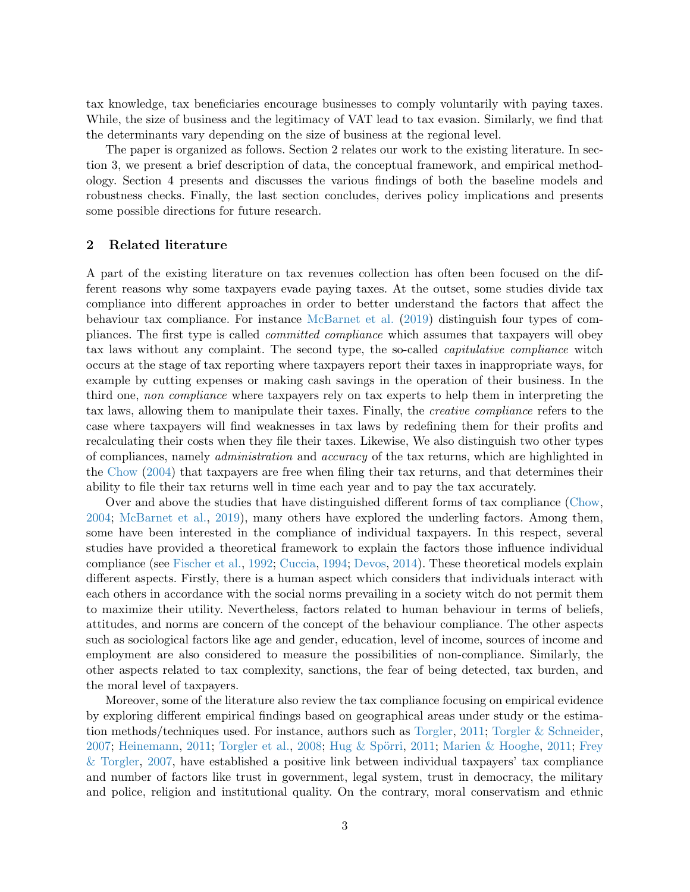tax knowledge, tax beneficiaries encourage businesses to comply voluntarily with paying taxes. While, the size of business and the legitimacy of VAT lead to tax evasion. Similarly, we find that the determinants vary depending on the size of business at the regional level.

The paper is organized as follows. Section 2 relates our work to the existing literature. In section 3, we present a brief description of data, the conceptual framework, and empirical methodology. Section 4 presents and discusses the various findings of both the baseline models and robustness checks. Finally, the last section concludes, derives policy implications and presents some possible directions for future research.

## 2 Related literature

A part of the existing literature on tax revenues collection has often been focused on the different reasons why some taxpayers evade paying taxes. At the outset, some studies divide tax compliance into different approaches in order to better understand the factors that affect the behaviour tax compliance. For instance McBarnet et al. (2019) distinguish four types of compliances. The first type is called *committed compliance* which assumes that taxpayers will obey tax laws without any complaint. The second type, the so-called *capitulative compliance* witch occurs at the stage of tax reporting where taxpayers report their taxes in inappropriate ways, for example by cutting expenses or making cash savings in the operation of their business. In the third one, *non compliance* where taxpayers rely on tax experts to help them in interpreting the tax laws, allowing them to manipulate their taxes. Finally, the *creative compliance* refers to the case where taxpayers will find weaknesses in tax laws by redefining them for their profits and recalculating their costs when they file their taxes. Likewise, We also distinguish two other types of compliances, namely *administration* and *accuracy* of the tax returns, which are highlighted in the Chow (2004) that taxpayers are free when filing their tax returns, and that determines their ability to file their tax returns well in time each year and to pay the tax accurately.

Over and above the studies that have distinguished different forms of tax compliance (Chow, 2004; McBarnet et al., 2019), many others have explored the underling factors. Among them, some have been interested in the compliance of individual taxpayers. In this respect, several studies have provided a theoretical framework to explain the factors those influence individual compliance (see Fischer et al., 1992; Cuccia, 1994; Devos, 2014). These theoretical models explain different aspects. Firstly, there is a human aspect which considers that individuals interact with each others in accordance with the social norms prevailing in a society witch do not permit them to maximize their utility. Nevertheless, factors related to human behaviour in terms of beliefs, attitudes, and norms are concern of the concept of the behaviour compliance. The other aspects such as sociological factors like age and gender, education, level of income, sources of income and employment are also considered to measure the possibilities of non-compliance. Similarly, the other aspects related to tax complexity, sanctions, the fear of being detected, tax burden, and the moral level of taxpayers.

Moreover, some of the literature also review the tax compliance focusing on empirical evidence by exploring different empirical findings based on geographical areas under study or the estimation methods/techniques used. For instance, authors such as Torgler, 2011; Torgler & Schneider, 2007; Heinemann, 2011; Torgler et al., 2008; Hug & Spörri, 2011; Marien & Hooghe, 2011; Frey & Torgler, 2007, have established a positive link between individual taxpayers' tax compliance and number of factors like trust in government, legal system, trust in democracy, the military and police, religion and institutional quality. On the contrary, moral conservatism and ethnic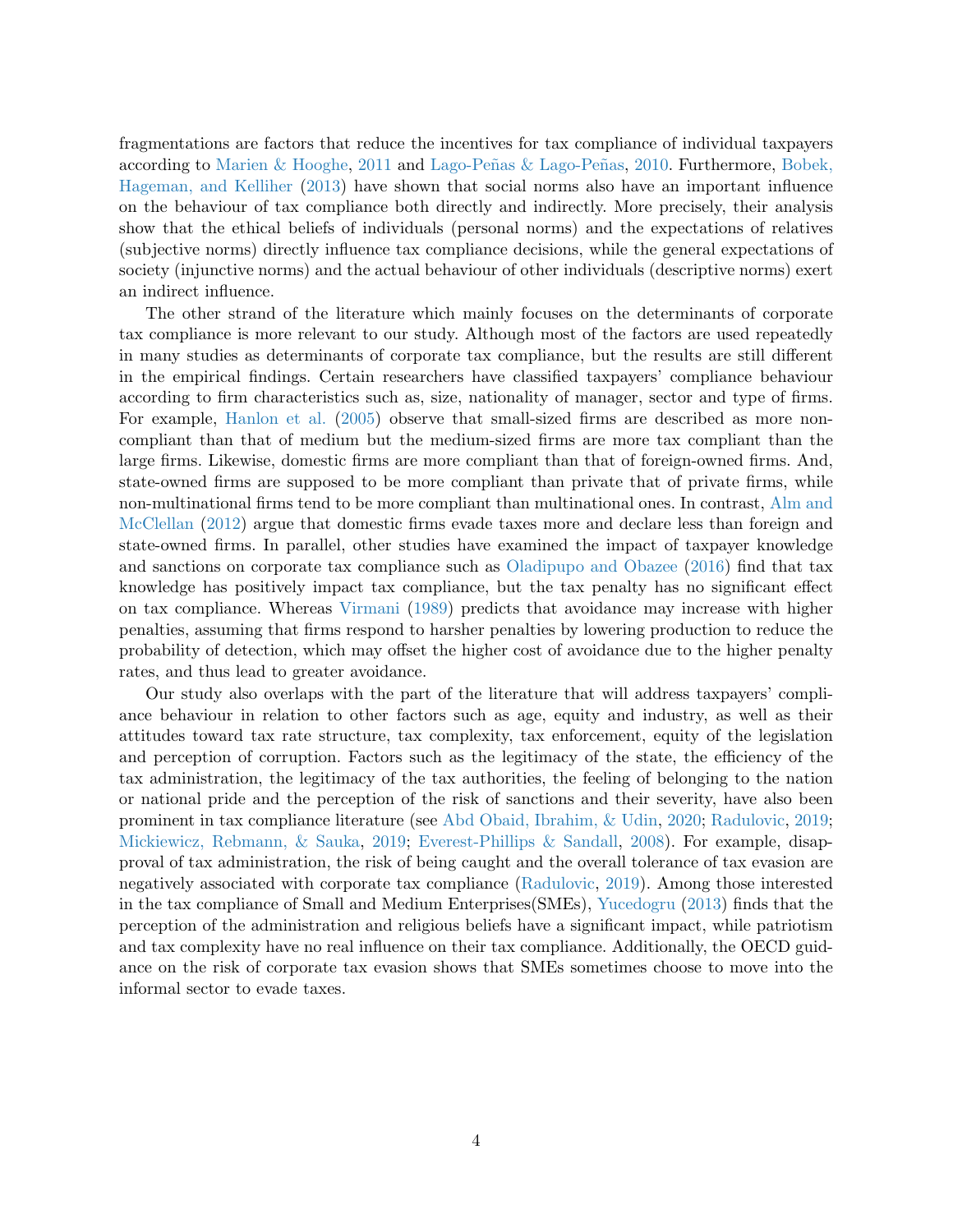fragmentations are factors that reduce the incentives for tax compliance of individual taxpayers according to Marien & Hooghe, 2011 and Lago-Peñas & Lago-Peñas, 2010. Furthermore, Bobek, Hageman, and Kelliher (2013) have shown that social norms also have an important influence on the behaviour of tax compliance both directly and indirectly. More precisely, their analysis show that the ethical beliefs of individuals (personal norms) and the expectations of relatives (subjective norms) directly influence tax compliance decisions, while the general expectations of society (injunctive norms) and the actual behaviour of other individuals (descriptive norms) exert an indirect influence.

The other strand of the literature which mainly focuses on the determinants of corporate tax compliance is more relevant to our study. Although most of the factors are used repeatedly in many studies as determinants of corporate tax compliance, but the results are still different in the empirical findings. Certain researchers have classified taxpayers' compliance behaviour according to firm characteristics such as, size, nationality of manager, sector and type of firms. For example, Hanlon et al. (2005) observe that small-sized firms are described as more non-compliant than that of medium but the medium-sized firms are more tax compliant than the large firms. Likewise, domestic firms are more compliant than that of foreign-owned firms. And, state-owned firms are supposed to be more compliant than private that of private firms, while non-multinational firms tend to be more compliant than multinational ones. In contrast, Alm and McClellan (2012) argue that domestic firms evade taxes more and declare less than foreign and state-owned firms. In parallel, other studies have examined the impact of taxpayer knowledge and sanctions on corporate tax compliance such as Oladipupo and Obazee (2016) find that tax knowledge has positively impact tax compliance, but the tax penalty has no significant effect on tax compliance. Whereas Virmani (1989) predicts that avoidance may increase with higher penalties, assuming that firms respond to harsher penalties by lowering production to reduce the probability of detection, which may offset the higher cost of avoidance due to the higher penalty rates, and thus lead to greater avoidance.

Our study also overlaps with the part of the literature that will address taxpayers' compliance behaviour in relation to other factors such as age, equity and industry, as well as their attitudes toward tax rate structure, tax complexity, tax enforcement, equity of the legislation and perception of corruption. Factors such as the legitimacy of the state, the efficiency of the tax administration, the legitimacy of the tax authorities, the feeling of belonging to the nation or national pride and the perception of the risk of sanctions and their severity, have also been prominent in tax compliance literature (see Abd Obaid, Ibrahim, & Udin, 2020; Radulovic, 2019; Mickiewicz, Rebmann, & Sauka, 2019; Everest-Phillips & Sandall, 2008). For example, disapproval of tax administration, the risk of being caught and the overall tolerance of tax evasion are negatively associated with corporate tax compliance (Radulovic, 2019). Among those interested in the tax compliance of Small and Medium Enterprises(SMEs), Yucedogru (2013) finds that the perception of the administration and religious beliefs have a significant impact, while patriotism and tax complexity have no real influence on their tax compliance. Additionally, the OECD guidance on the risk of corporate tax evasion shows that SMEs sometimes choose to move into the informal sector to evade taxes.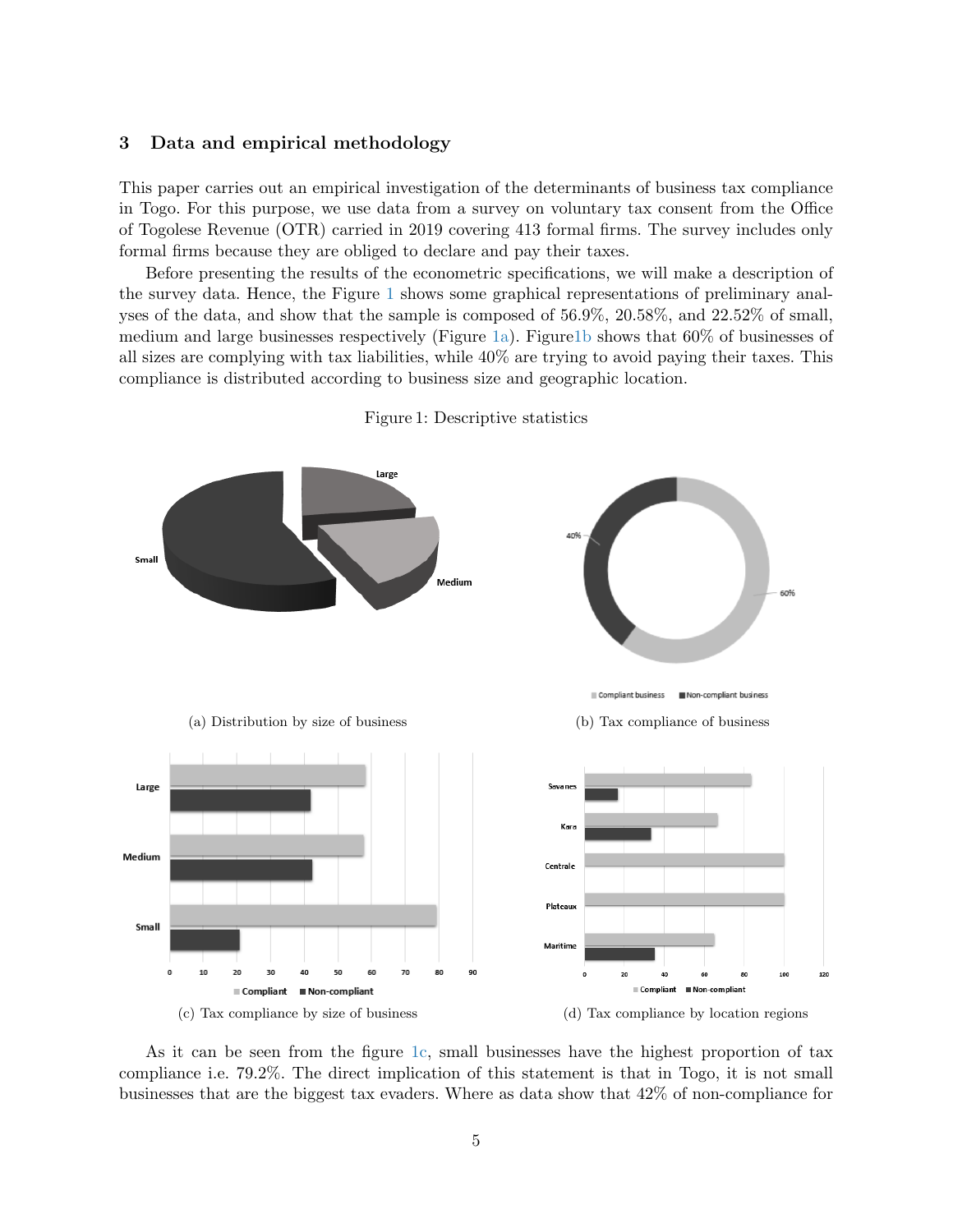## 3 Data and empirical methodology

This paper carries out an empirical investigation of the determinants of business tax compliance in Togo. For this purpose, we use data from a survey on voluntary tax consent from the Office of Togolese Revenue (OTR) carried in 2019 covering 413 formal firms. The survey includes only formal firms because they are obliged to declare and pay their taxes.

Before presenting the results of the econometric specifications, we will make a description of the survey data. Hence, the Figure 1 shows some graphical representations of preliminary analyses of the data, and show that the sample is composed of 56.9%, 20.58%, and 22.52% of small, medium and large businesses respectively (Figure 1a). Figure1b shows that 60% of businesses of all sizes are complying with tax liabilities, while 40% are trying to avoid paying their taxes. This compliance is distributed according to business size and geographic location.

Figure 1: Descriptive statistics

(a) Distribution by size of business

(b) Tax compliance of business

(c) Tax compliance by size of business

(d) Tax compliance by location regions

As it can be seen from the figure 1c, small businesses have the highest proportion of tax compliance i.e. 79.2%. The direct implication of this statement is that in Togo, it is not small businesses that are the biggest tax evaders. Where as data show that 42% of non-compliance for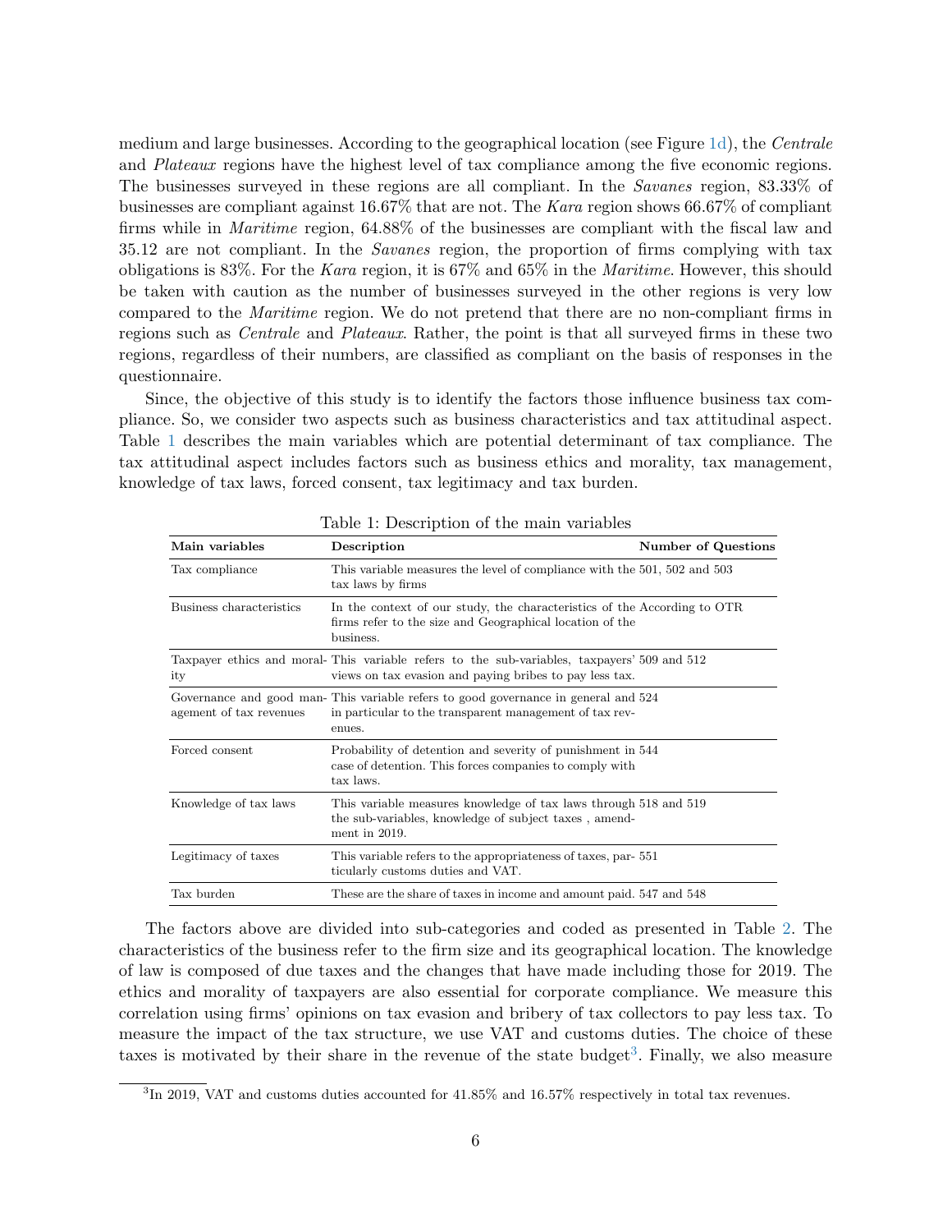medium and large businesses. According to the geographical location (see Figure 1d), the *Centrale* and *Plateaux* regions have the highest level of tax compliance among the five economic regions. The businesses surveyed in these regions are all compliant. In the *Savanes* region, 83.33% of businesses are compliant against 16.67% that are not. The *Kara* region shows 66.67% of compliant firms while in *Maritime* region, 64.88% of the businesses are compliant with the fiscal law and 35.12 are not compliant. In the *Savanes* region, the proportion of firms complying with tax obligations is 83%. For the *Kara* region, it is 67% and 65% in the *Maritime*. However, this should be taken with caution as the number of businesses surveyed in the other regions is very low compared to the *Maritime* region. We do not pretend that there are no non-compliant firms in regions such as *Centrale* and *Plateaux*. Rather, the point is that all surveyed firms in these two regions, regardless of their numbers, are classified as compliant on the basis of responses in the questionnaire.

Since, the objective of this study is to identify the factors those influence business tax compliance. So, we consider two aspects such as business characteristics and tax attitudinal aspect. Table 1 describes the main variables which are potential determinant of tax compliance. The tax attitudinal aspect includes factors such as business ethics and morality, tax management, knowledge of tax laws, forced consent, tax legitimacy and tax burden.

Table 1: Description of the main variables

| Main variables | Description | Number of Questions |
|---|---|---|
| Tax compliance | This variable measures the level of compliance with the tax laws by firms | 501, 502 and 503 |
| Business characteristics | In the context of our study, the characteristics of the firms refer to the size and Geographical location of the business. | According to OTR |
| Taxpayer ethics and morality | This variable refers to the sub-variables, taxpayers' views on tax evasion and paying bribes to pay less tax. | 509 and 512 |
| Governance and good management of tax revenues | This variable refers to good governance in general and in particular to the transparent management of tax revenues. | 524 |
| Forced consent | Probability of detention and severity of punishment in case of detention. This forces companies to comply with tax laws. | 544 |
| Knowledge of tax laws | This variable measures knowledge of tax laws through the sub-variables, knowledge of subject taxes , amendment in 2019. | 518 and 519 |
| Legitimacy of taxes | This variable refers to the appropriateness of taxes, particularly customs duties and VAT. | 551 |
| Tax burden | These are the share of taxes in income and amount paid. | 547 and 548 |

The factors above are divided into sub-categories and coded as presented in Table 2. The characteristics of the business refer to the firm size and its geographical location. The knowledge of law is composed of due taxes and the changes that have made including those for 2019. The ethics and morality of taxpayers are also essential for corporate compliance. We measure this correlation using firms' opinions on tax evasion and bribery of tax collectors to pay less tax. To measure the impact of the tax structure, we use VAT and customs duties. The choice of these taxes is motivated by their share in the revenue of the state budget[3]. Finally, we also measure

[3]In 2019, VAT and customs duties accounted for 41.85% and 16.57% respectively in total tax revenues.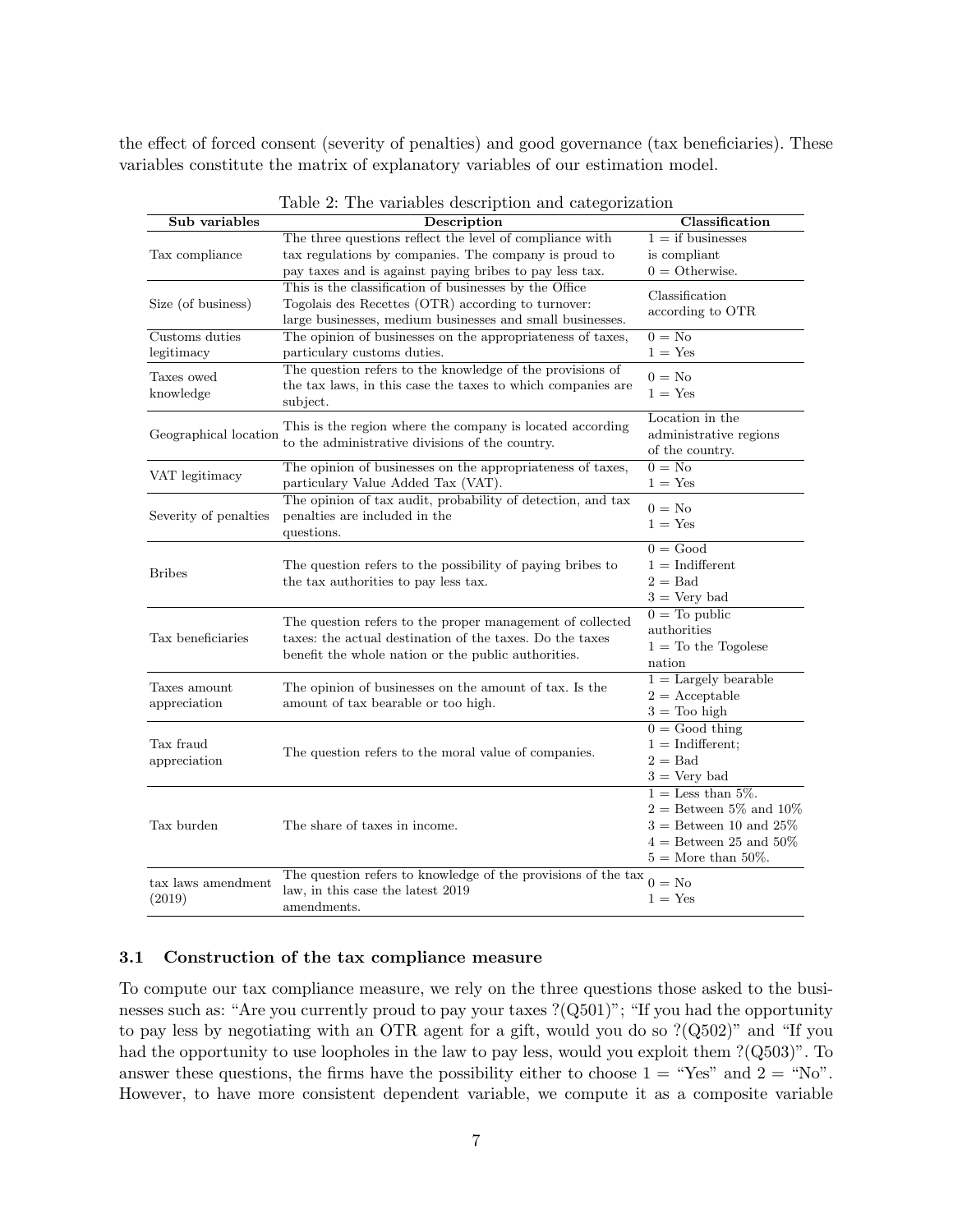the effect of forced consent (severity of penalties) and good governance (tax beneficiaries). These variables constitute the matrix of explanatory variables of our estimation model.

Table 2: The variables description and categorization

| Sub variables | Description | Classification |
|---|---|---|
| Tax compliance | The three questions reflect the level of compliance with tax regulations by companies. The company is proud to pay taxes and is against paying bribes to pay less tax. | 1 = if businesses is compliant 0 = Otherwise. |
| Size (of business) | This is the classification of businesses by the Office Togolais des Recettes (OTR) according to turnover: large businesses, medium businesses and small businesses. | Classification according to OTR |
| Customs duties legitimacy | The opinion of businesses on the appropriateness of taxes, particulary customs duties. | 0 = No 1 = Yes |
| Taxes owed knowledge | The question refers to the knowledge of the provisions of the tax laws, in this case the taxes to which companies are subject. | 0 = No 1 = Yes |
| Geographical location | This is the region where the company is located according to the administrative divisions of the country. | Location in the administrative regions of the country. |
| VAT legitimacy | The opinion of businesses on the appropriateness of taxes, particulary Value Added Tax (VAT). | 0 = No 1 = Yes |
| Severity of penalties | The opinion of tax audit, probability of detection, and tax penalties are included in the questions. | 0 = No 1 = Yes |
| Bribes | The question refers to the possibility of paying bribes to the tax authorities to pay less tax. | 0 = Good 1 = Indifferent 2 = Bad 3 = Very bad |
| Tax beneficiaries | The question refers to the proper management of collected taxes: the actual destination of the taxes. Do the taxes benefit the whole nation or the public authorities. | 0 = To public authorities 1 = To the Togolese nation |
| Taxes amount appreciation | The opinion of businesses on the amount of tax. Is the amount of tax bearable or too high. | 1 = Largely bearable 2 = Acceptable 3 = Too high |
| Tax fraud appreciation | The question refers to the moral value of companies. | 0 = Good thing 1 = Indifferent; 2 = Bad 3 = Very bad |
| Tax burden | The share of taxes in income. | 1 = Less than 5%. 2 = Between 5% and 10% 3 = Between 10 and 25% 4 = Between 25 and 50% 5 = More than 50%. |
| tax laws amendment (2019) | The question refers to knowledge of the provisions of the tax law, in this case the latest 2019 amendments. | 0 = No 1 = Yes |

### 3.1 Construction of the tax compliance measure

To compute our tax compliance measure, we rely on the three questions those asked to the businesses such as: "Are you currently proud to pay your taxes ?(Q501)"; "If you had the opportunity to pay less by negotiating with an OTR agent for a gift, would you do so ?(Q502)" and "If you had the opportunity to use loopholes in the law to pay less, would you exploit them ?(Q503)". To answer these questions, the firms have the possibility either to choose 1 = "Yes" and 2 = "No". However, to have more consistent dependent variable, we compute it as a composite variable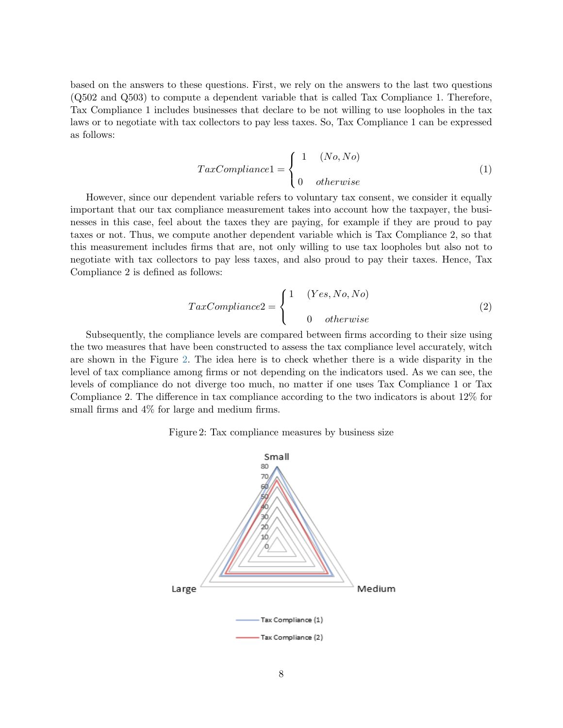based on the answers to these questions. First, we rely on the answers to the last two questions (Q502 and Q503) to compute a dependent variable that is called Tax Compliance 1. Therefore, Tax Compliance 1 includes businesses that declare to be not willing to use loopholes in the tax laws or to negotiate with tax collectors to pay less taxes. So, Tax Compliance 1 can be expressed as follows:

$$TaxCompliance1 = \begin{cases} 1 & (No, No) \\ 0 & otherwise \end{cases} \tag{1}$$

However, since our dependent variable refers to voluntary tax consent, we consider it equally important that our tax compliance measurement takes into account how the taxpayer, the businesses in this case, feel about the taxes they are paying, for example if they are proud to pay taxes or not. Thus, we compute another dependent variable which is Tax Compliance 2, so that this measurement includes firms that are, not only willing to use tax loopholes but also not to negotiate with tax collectors to pay less taxes, and also proud to pay their taxes. Hence, Tax Compliance 2 is defined as follows:

$$TaxCompliance2 = \begin{cases} 1 & (Yes, No, No) \\ 0 & otherwise \end{cases} \tag{2}$$

Subsequently, the compliance levels are compared between firms according to their size using the two measures that have been constructed to assess the tax compliance level accurately, witch are shown in the Figure 2. The idea here is to check whether there is a wide disparity in the level of tax compliance among firms or not depending on the indicators used. As we can see, the levels of compliance do not diverge too much, no matter if one uses Tax Compliance 1 or Tax Compliance 2. The difference in tax compliance according to the two indicators is about 12% for small firms and 4% for large and medium firms.

Figure 2: Tax compliance measures by business size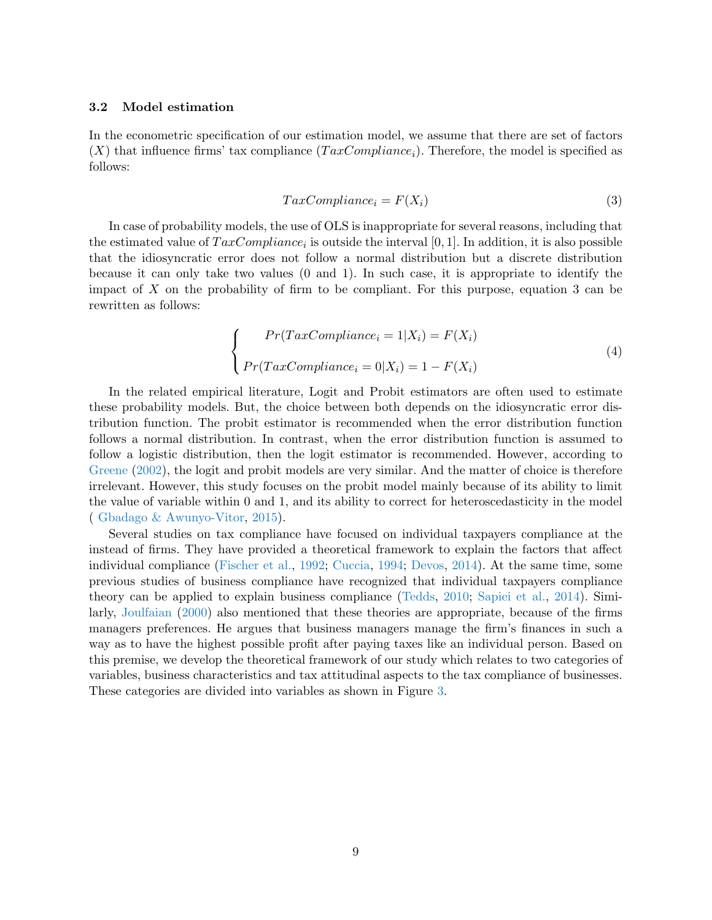### 3.2 Model estimation

In the econometric specification of our estimation model, we assume that there are set of factors ($X$) that influence firms' tax compliance ($TaxCompliance_i$). Therefore, the model is specified as follows:

$$TaxCompliance_i = F(X_i) \tag{3}$$

In case of probability models, the use of OLS is inappropriate for several reasons, including that the estimated value of $TaxCompliance_i$ is outside the interval $[0, 1]$. In addition, it is also possible that the idiosyncratic error does not follow a normal distribution but a discrete distribution because it can only take two values (0 and 1). In such case, it is appropriate to identify the impact of $X$ on the probability of firm to be compliant. For this purpose, equation 3 can be rewritten as follows:

$$\begin{cases} Pr(TaxCompliance_i = 1|X_i) = F(X_i) \\ Pr(TaxCompliance_i = 0|X_i) = 1 - F(X_i) \end{cases} \tag{4}$$

In the related empirical literature, Logit and Probit estimators are often used to estimate these probability models. But, the choice between both depends on the idiosyncratic error distribution function. The probit estimator is recommended when the error distribution function follows a normal distribution. In contrast, when the error distribution function is assumed to follow a logistic distribution, then the logit estimator is recommended. However, according to Greene (2002), the logit and probit models are very similar. And the matter of choice is therefore irrelevant. However, this study focuses on the probit model mainly because of its ability to limit the value of variable within 0 and 1, and its ability to correct for heteroscedasticity in the model ( Gbadago & Awunyo-Vitor, 2015).

Several studies on tax compliance have focused on individual taxpayers compliance at the instead of firms. They have provided a theoretical framework to explain the factors that affect individual compliance (Fischer et al., 1992; Cuccia, 1994; Devos, 2014). At the same time, some previous studies of business compliance have recognized that individual taxpayers compliance theory can be applied to explain business compliance (Tedds, 2010; Sapiei et al., 2014). Similarly, Joulfaian (2000) also mentioned that these theories are appropriate, because of the firms managers preferences. He argues that business managers manage the firm's finances in such a way as to have the highest possible profit after paying taxes like an individual person. Based on this premise, we develop the theoretical framework of our study which relates to two categories of variables, business characteristics and tax attitudinal aspects to the tax compliance of businesses. These categories are divided into variables as shown in Figure 3.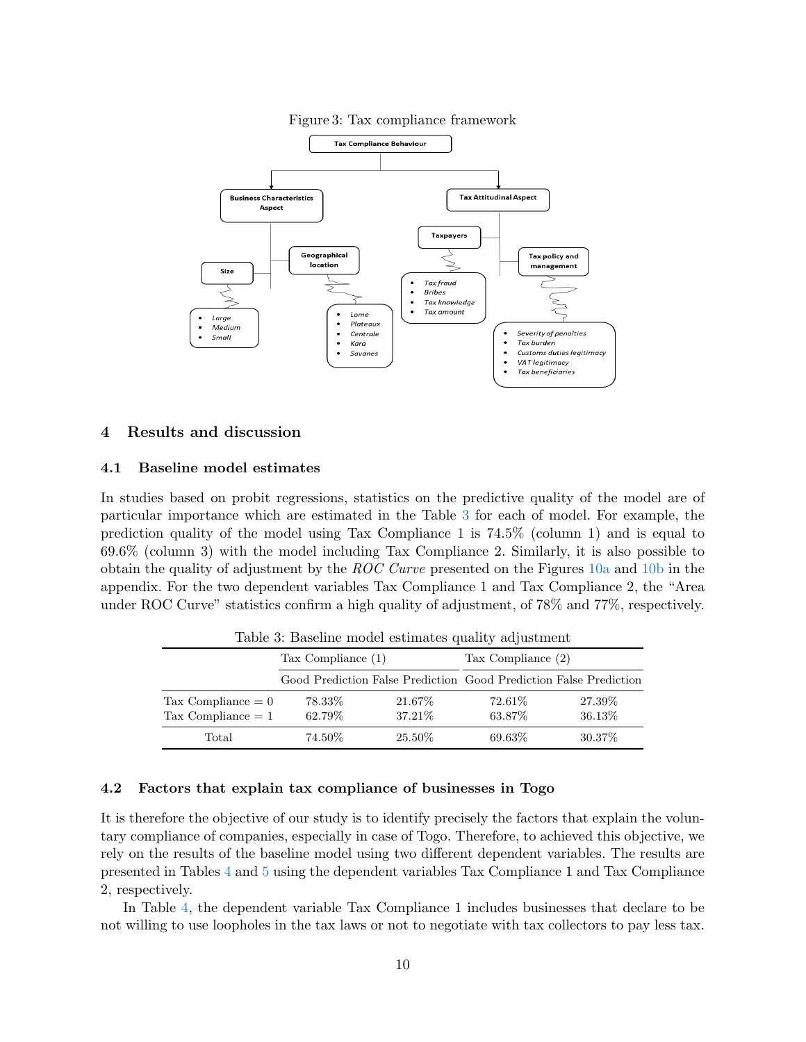Figure 3: Tax compliance framework

## 4 Results and discussion

### 4.1 Baseline model estimates

In studies based on probit regressions, statistics on the predictive quality of the model are of particular importance which are estimated in the Table 3 for each of model. For example, the prediction quality of the model using Tax Compliance 1 is 74.5% (column 1) and is equal to 69.6% (column 3) with the model including Tax Compliance 2. Similarly, it is also possible to obtain the quality of adjustment by the *ROC Curve* presented on the Figures 10a and 10b in the appendix. For the two dependent variables Tax Compliance 1 and Tax Compliance 2, the "Area under ROC Curve" statistics confirm a high quality of adjustment, of 78% and 77%, respectively.

Table 3: Baseline model estimates quality adjustment

| | Tax Compliance (1) | | Tax Compliance (2) | |
|---|---|---|---|---|
| | Good Prediction | False Prediction | Good Prediction | False Prediction |
| Tax Compliance = 0 | 78.33% | 21.67% | 72.61% | 27.39% |
| Tax Compliance = 1 | 62.79% | 37.21% | 63.87% | 36.13% |
| Total | 74.50% | 25.50% | 69.63% | 30.37% |

### 4.2 Factors that explain tax compliance of businesses in Togo

It is therefore the objective of our study is to identify precisely the factors that explain the voluntary compliance of companies, especially in case of Togo. Therefore, to achieved this objective, we rely on the results of the baseline model using two different dependent variables. The results are presented in Tables 4 and 5 using the dependent variables Tax Compliance 1 and Tax Compliance 2, respectively.

In Table 4, the dependent variable Tax Compliance 1 includes businesses that declare to be not willing to use loopholes in the tax laws or not to negotiate with tax collectors to pay less tax.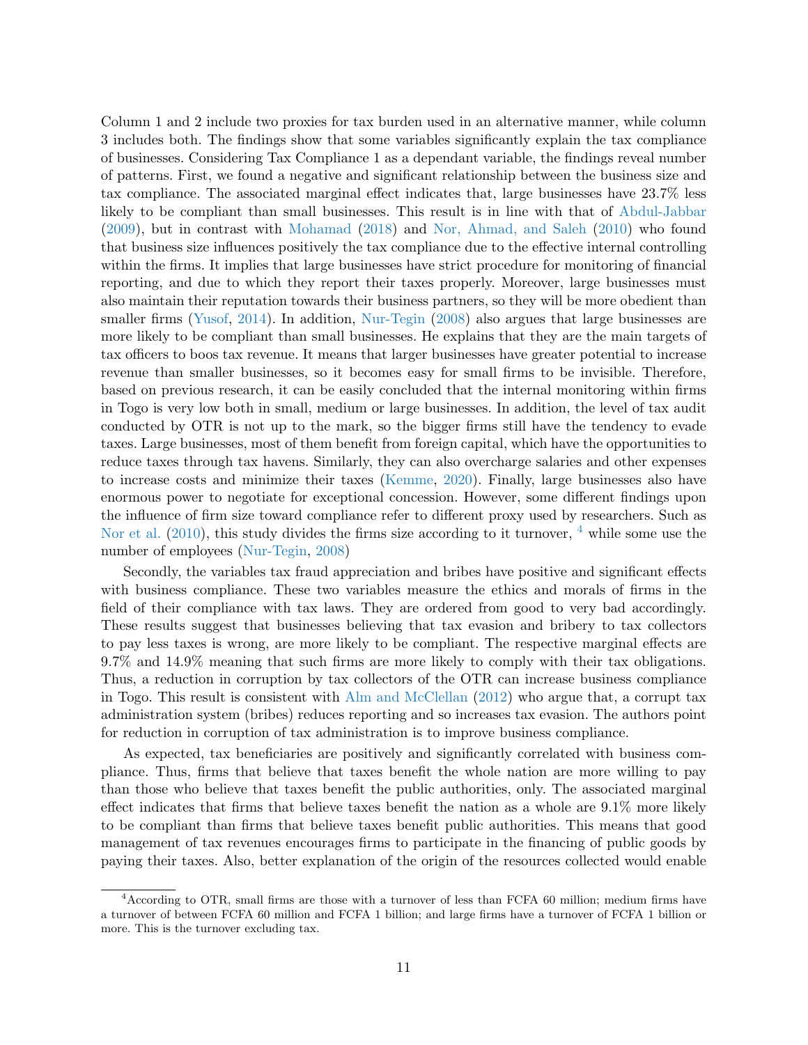Column 1 and 2 include two proxies for tax burden used in an alternative manner, while column 3 includes both. The findings show that some variables significantly explain the tax compliance of businesses. Considering Tax Compliance 1 as a dependant variable, the findings reveal number of patterns. First, we found a negative and significant relationship between the business size and tax compliance. The associated marginal effect indicates that, large businesses have 23.7% less likely to be compliant than small businesses. This result is in line with that of Abdul-Jabbar (2009), but in contrast with Mohamad (2018) and Nor, Ahmad, and Saleh (2010) who found that business size influences positively the tax compliance due to the effective internal controlling within the firms. It implies that large businesses have strict procedure for monitoring of financial reporting, and due to which they report their taxes properly. Moreover, large businesses must also maintain their reputation towards their business partners, so they will be more obedient than smaller firms (Yusof, 2014). In addition, Nur-Tegin (2008) also argues that large businesses are more likely to be compliant than small businesses. He explains that they are the main targets of tax officers to boos tax revenue. It means that larger businesses have greater potential to increase revenue than smaller businesses, so it becomes easy for small firms to be invisible. Therefore, based on previous research, it can be easily concluded that the internal monitoring within firms in Togo is very low both in small, medium or large businesses. In addition, the level of tax audit conducted by OTR is not up to the mark, so the bigger firms still have the tendency to evade taxes. Large businesses, most of them benefit from foreign capital, which have the opportunities to reduce taxes through tax havens. Similarly, they can also overcharge salaries and other expenses to increase costs and minimize their taxes (Kemme, 2020). Finally, large businesses also have enormous power to negotiate for exceptional concession. However, some different findings upon the influence of firm size toward compliance refer to different proxy used by researchers. Such as Nor et al. (2010), this study divides the firms size according to it turnover, [4] while some use the number of employees (Nur-Tegin, 2008)

Secondly, the variables tax fraud appreciation and bribes have positive and significant effects with business compliance. These two variables measure the ethics and morals of firms in the field of their compliance with tax laws. They are ordered from good to very bad accordingly. These results suggest that businesses believing that tax evasion and bribery to tax collectors to pay less taxes is wrong, are more likely to be compliant. The respective marginal effects are 9.7% and 14.9% meaning that such firms are more likely to comply with their tax obligations. Thus, a reduction in corruption by tax collectors of the OTR can increase business compliance in Togo. This result is consistent with Alm and McClellan (2012) who argue that, a corrupt tax administration system (bribes) reduces reporting and so increases tax evasion. The authors point for reduction in corruption of tax administration is to improve business compliance.

As expected, tax beneficiaries are positively and significantly correlated with business compliance. Thus, firms that believe that taxes benefit the whole nation are more willing to pay than those who believe that taxes benefit the public authorities, only. The associated marginal effect indicates that firms that believe taxes benefit the nation as a whole are 9.1% more likely to be compliant than firms that believe taxes benefit public authorities. This means that good management of tax revenues encourages firms to participate in the financing of public goods by paying their taxes. Also, better explanation of the origin of the resources collected would enable

[4] According to OTR, small firms are those with a turnover of less than FCFA 60 million; medium firms have a turnover of between FCFA 60 million and FCFA 1 billion; and large firms have a turnover of FCFA 1 billion or more. This is the turnover excluding tax.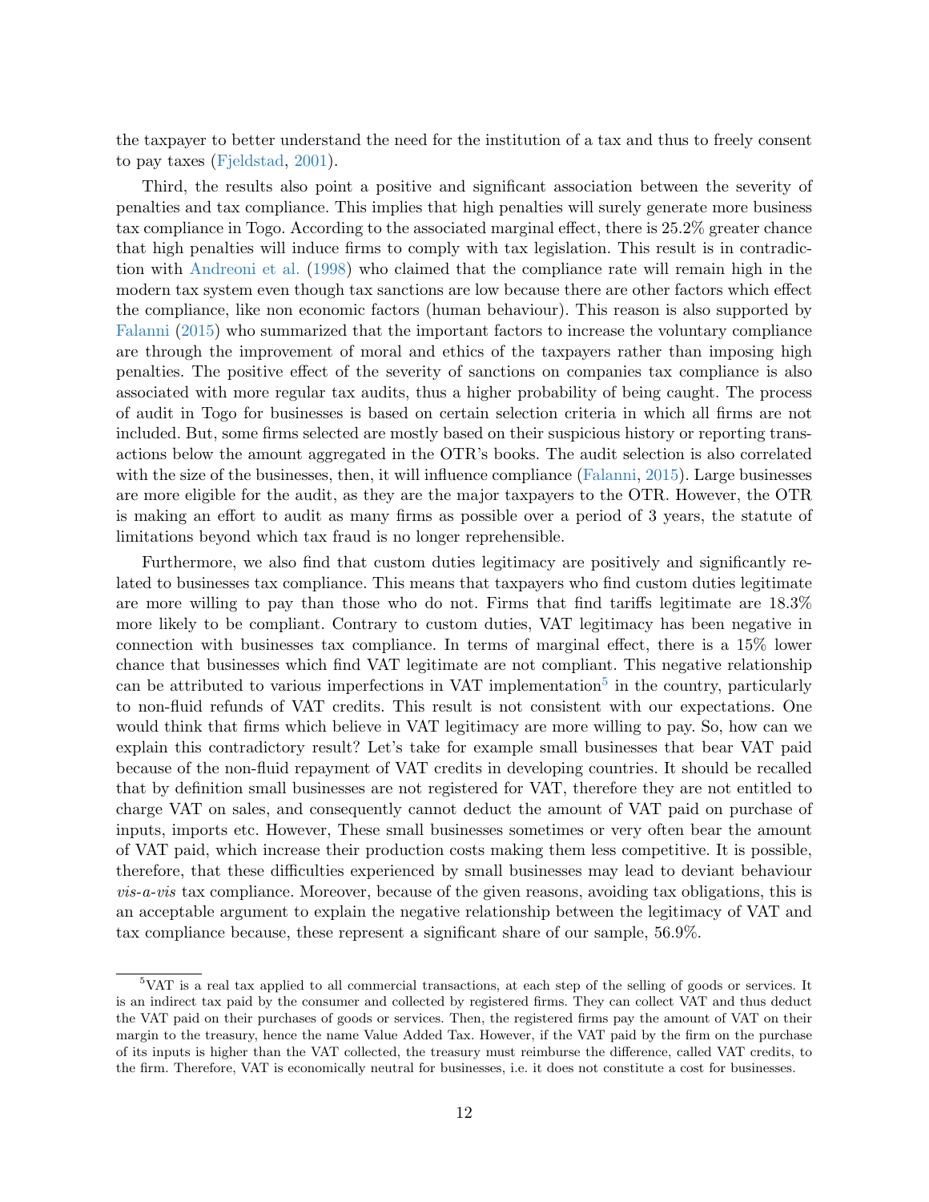the taxpayer to better understand the need for the institution of a tax and thus to freely consent to pay taxes (Fjeldstad, 2001).

Third, the results also point a positive and significant association between the severity of penalties and tax compliance. This implies that high penalties will surely generate more business tax compliance in Togo. According to the associated marginal effect, there is 25.2% greater chance that high penalties will induce firms to comply with tax legislation. This result is in contradiction with Andreoni et al. (1998) who claimed that the compliance rate will remain high in the modern tax system even though tax sanctions are low because there are other factors which effect the compliance, like non economic factors (human behaviour). This reason is also supported by Falanni (2015) who summarized that the important factors to increase the voluntary compliance are through the improvement of moral and ethics of the taxpayers rather than imposing high penalties. The positive effect of the severity of sanctions on companies tax compliance is also associated with more regular tax audits, thus a higher probability of being caught. The process of audit in Togo for businesses is based on certain selection criteria in which all firms are not included. But, some firms selected are mostly based on their suspicious history or reporting transactions below the amount aggregated in the OTR's books. The audit selection is also correlated with the size of the businesses, then, it will influence compliance (Falanni, 2015). Large businesses are more eligible for the audit, as they are the major taxpayers to the OTR. However, the OTR is making an effort to audit as many firms as possible over a period of 3 years, the statute of limitations beyond which tax fraud is no longer reprehensible.

Furthermore, we also find that custom duties legitimacy are positively and significantly related to businesses tax compliance. This means that taxpayers who find custom duties legitimate are more willing to pay than those who do not. Firms that find tariffs legitimate are 18.3% more likely to be compliant. Contrary to custom duties, VAT legitimacy has been negative in connection with businesses tax compliance. In terms of marginal effect, there is a 15% lower chance that businesses which find VAT legitimate are not compliant. This negative relationship can be attributed to various imperfections in VAT implementation[5] in the country, particularly to non-fluid refunds of VAT credits. This result is not consistent with our expectations. One would think that firms which believe in VAT legitimacy are more willing to pay. So, how can we explain this contradictory result? Let's take for example small businesses that bear VAT paid because of the non-fluid repayment of VAT credits in developing countries. It should be recalled that by definition small businesses are not registered for VAT, therefore they are not entitled to charge VAT on sales, and consequently cannot deduct the amount of VAT paid on purchase of inputs, imports etc. However, These small businesses sometimes or very often bear the amount of VAT paid, which increase their production costs making them less competitive. It is possible, therefore, that these difficulties experienced by small businesses may lead to deviant behaviour *vis-a-vis* tax compliance. Moreover, because of the given reasons, avoiding tax obligations, this is an acceptable argument to explain the negative relationship between the legitimacy of VAT and tax compliance because, these represent a significant share of our sample, 56.9%.

---

[5] VAT is a real tax applied to all commercial transactions, at each step of the selling of goods or services. It is an indirect tax paid by the consumer and collected by registered firms. They can collect VAT and thus deduct the VAT paid on their purchases of goods or services. Then, the registered firms pay the amount of VAT on their margin to the treasury, hence the name Value Added Tax. However, if the VAT paid by the firm on the purchase of its inputs is higher than the VAT collected, the treasury must reimburse the difference, called VAT credits, to the firm. Therefore, VAT is economically neutral for businesses, i.e. it does not constitute a cost for businesses.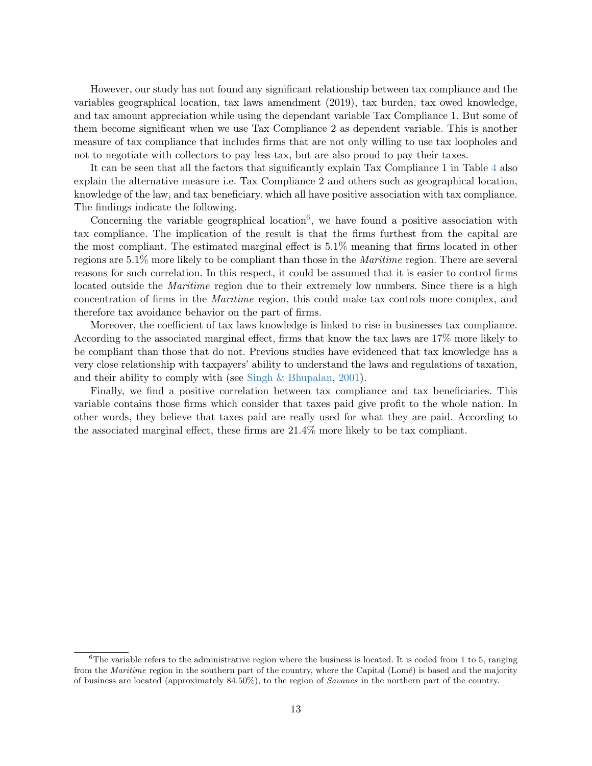However, our study has not found any significant relationship between tax compliance and the variables geographical location, tax laws amendment (2019), tax burden, tax owed knowledge, and tax amount appreciation while using the dependant variable Tax Compliance 1. But some of them become significant when we use Tax Compliance 2 as dependent variable. This is another measure of tax compliance that includes firms that are not only willing to use tax loopholes and not to negotiate with collectors to pay less tax, but are also proud to pay their taxes.

It can be seen that all the factors that significantly explain Tax Compliance 1 in Table 4 also explain the alternative measure i.e. Tax Compliance 2 and others such as geographical location, knowledge of the law, and tax beneficiary. which all have positive association with tax compliance. The findings indicate the following.

Concerning the variable geographical location[6], we have found a positive association with tax compliance. The implication of the result is that the firms furthest from the capital are the most compliant. The estimated marginal effect is 5.1% meaning that firms located in other regions are 5.1% more likely to be compliant than those in the *Maritime* region. There are several reasons for such correlation. In this respect, it could be assumed that it is easier to control firms located outside the *Maritime* region due to their extremely low numbers. Since there is a high concentration of firms in the *Maritime* region, this could make tax controls more complex, and therefore tax avoidance behavior on the part of firms.

Moreover, the coefficient of tax laws knowledge is linked to rise in businesses tax compliance. According to the associated marginal effect, firms that know the tax laws are 17% more likely to be compliant than those that do not. Previous studies have evidenced that tax knowledge has a very close relationship with taxpayers' ability to understand the laws and regulations of taxation, and their ability to comply with (see Singh & Bhupalan, 2001).

Finally, we find a positive correlation between tax compliance and tax beneficiaries. This variable contains those firms which consider that taxes paid give profit to the whole nation. In other words, they believe that taxes paid are really used for what they are paid. According to the associated marginal effect, these firms are 21.4% more likely to be tax compliant.

[6] The variable refers to the administrative region where the business is located. It is coded from 1 to 5, ranging from the *Maritime* region in the southern part of the country, where the Capital (Lomé) is based and the majority of business are located (approximately 84.50%), to the region of *Savanes* in the northern part of the country.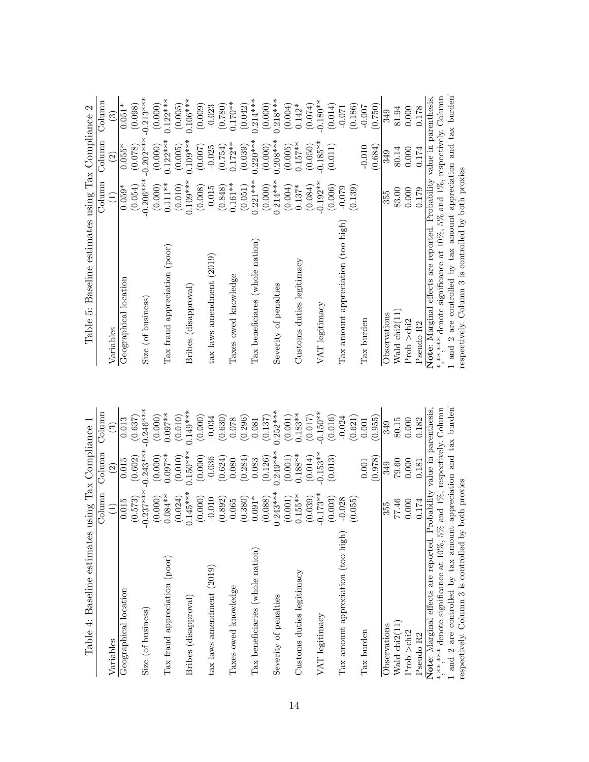Table 4: Baseline estimates using Tax Compliance 1

| Variables | Column (1) | Column (2) | Column (3) |
|---|---|---|---|
| Geographical location | 0.015 | 0.015 | 0.013 |
| | (0.573) | (0.602) | (0.637) |
| Size (of business) | -0.237*** | -0.243*** | -0.246*** |
| | (0.000) | (0.000) | (0.000) |
| Tax fraud appreciation (poor) | 0.084** | 0.097** | 0.097** |
| | (0.024) | (0.010) | (0.010) |
| Bribes (disapproval) | 0.145*** | 0.150*** | 0.149*** |
| | (0.000) | (0.000) | (0.000) |
| tax laws amendment (2019) | -0.010 | -0.036 | -0.034 |
| | (0.892) | (0.624) | (0.630) |
| Taxes owed knowledge | 0.065 | 0.080 | 0.078 |
| | (0.380) | (0.284) | (0.296) |
| Tax beneficiaries (whole nation) | 0.091* | 0.083 | 0.081 |
| | (0.088) | (0.126) | (0.137) |
| Severity of penalties | 0.243*** | 0.249*** | 0.252*** |
| | (0.001) | (0.001) | (0.001) |
| Customs duties legitimacy | 0.155** | 0.188** | 0.183** |
| | (0.039) | (0.014) | (0.017) |
| VAT legitimacy | -0.173** | -0.153** | -0.150** |
| | (0.003) | (0.013) | (0.016) |
| Tax amount appreciation (too high) | -0.028 | | -0.024 |
| | (0.055) | | (0.621) |
| Tax burden | | 0.001 | 0.001 |
| | | (0.978) | (0.955) |
| Observations | 355 | 349 | 349 |
| Wald chi2(11) | 77.46 | 79.60 | 80.15 |
| Prob >chi2 | 0.000 | 0.000 | 0.000 |
| Pseudo R2 | 0.174 | 0.181 | 0.182 |

**Note**: Marginal effects are reported. Probability value in parenthesis, *,**,*** denote significance at 10%, 5% and 1%, respectively. Column 1 and 2 are controlled by tax amount appreciation and tax burden respectively. Column 3 is controlled by both proxies

Table 5: Baseline estimates using Tax Compliance 2

| Variables | Column (1) | Column (2) | Column (3) |
|---|---|---|---|
| Geographical location | 0.059* | 0.055* | 0.051* |
| | (0.054) | (0.078) | (0.098) |
| Size (of business) | -0.206*** | -0.202*** | -0.213*** |
| | (0.000) | (0.000) | (0.000) |
| Tax fraud appreciation (poor) | 0.111** | 0.122*** | 0.122*** |
| | (0.010) | (0.005) | (0.005) |
| Bribes (disapproval) | 0.109*** | 0.109*** | 0.106*** |
| | (0.008) | (0.007) | (0.009) |
| tax laws amendment (2019) | -0.015 | -0.025 | -0.023 |
| | (0.848) | (0.754) | (0.780) |
| Taxes owed knowledge | 0.161** | 0.172** | 0.170** |
| | (0.051) | (0.039) | (0.042) |
| Tax beneficiares (whole nation) | 0.221*** | 0.220*** | 0.214*** |
| | (0.000) | (0.000) | (0.000) |
| Severity of penalties | 0.214*** | 0.208*** | 0.218*** |
| | (0.004) | (0.005) | (0.004) |
| Customs duties legitimacy | 0.137* | 0.157** | 0.142* |
| | (0.084) | (0.050) | (0.074) |
| VAT legitimacy | -0.192** | -0.185** | -0.180** |
| | (0.006) | (0.011) | (0.014) |
| Tax amount appreciation (too high) | -0.079 | | -0.071 |
| | (0.139) | | (0.186) |
| Tax burden | | -0.010 | -0.007 |
| | | (0.684) | (0.750) |
| Observations | 355 | 349 | 349 |
| Wald chi2(11) | 83.00 | 80.14 | 81.94 |
| Prob >chi2 | 0.000 | 0.000 | 0.000 |
| Pseudo R2 | 0.179 | 0.174 | 0.178 |

**Note**: Marginal effects are reported. Probability value in parenthesis, *,**,*** denote significance at 10%, 5% and 1%, respectively. Column 1 and 2 are controlled by tax amount appreciation and tax burden respectively. Column 3 is controlled by both proxies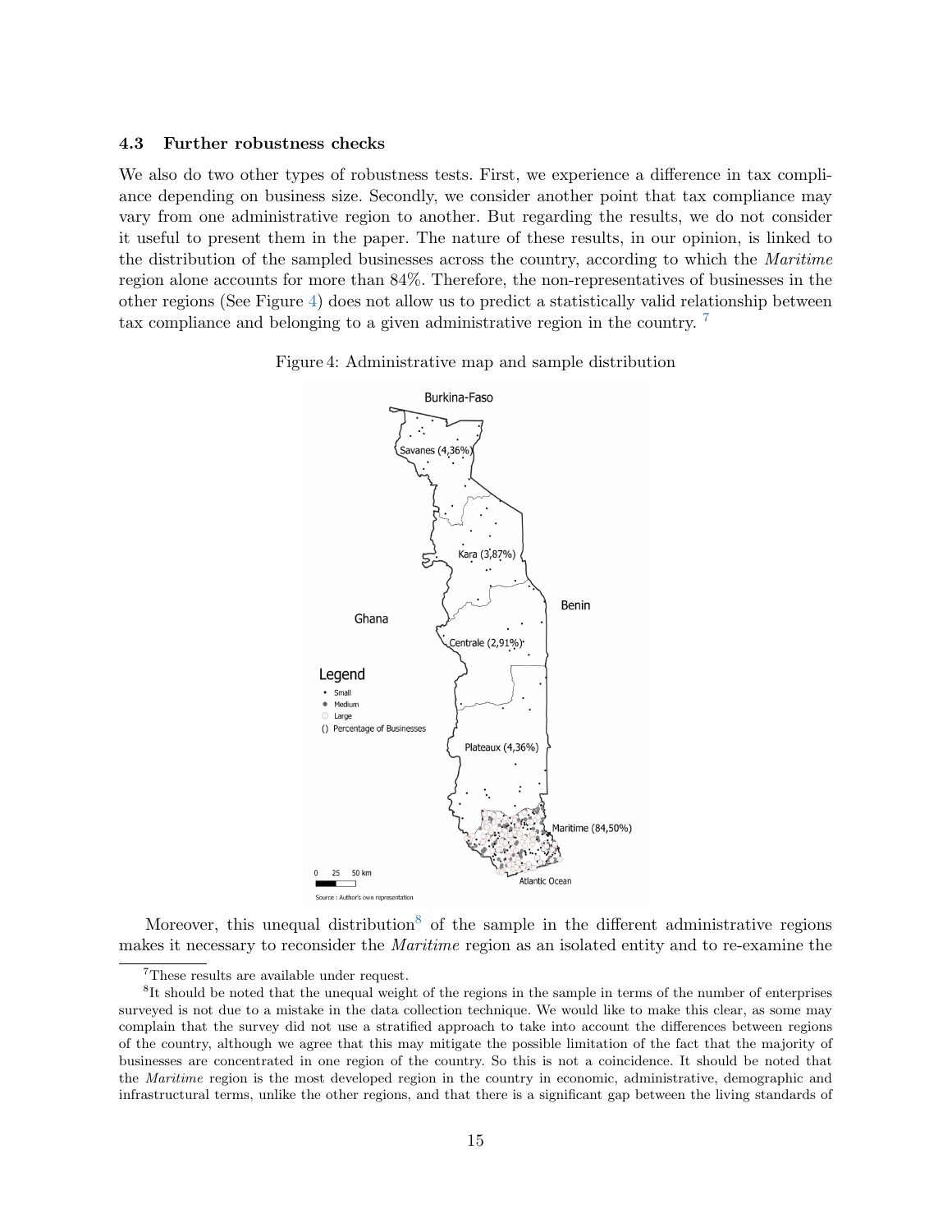### 4.3 Further robustness checks

We also do two other types of robustness tests. First, we experience a difference in tax compliance depending on business size. Secondly, we consider another point that tax compliance may vary from one administrative region to another. But regarding the results, we do not consider it useful to present them in the paper. The nature of these results, in our opinion, is linked to the distribution of the sampled businesses across the country, according to which the *Maritime* region alone accounts for more than 84%. Therefore, the non-representatives of businesses in the other regions (See Figure 4) does not allow us to predict a statistically valid relationship between tax compliance and belonging to a given administrative region in the country. [7]

Figure 4: Administrative map and sample distribution

Moreover, this unequal distribution[8] of the sample in the different administrative regions makes it necessary to reconsider the *Maritime* region as an isolated entity and to re-examine the

[7] These results are available under request.

[8] It should be noted that the unequal weight of the regions in the sample in terms of the number of enterprises surveyed is not due to a mistake in the data collection technique. We would like to make this clear, as some may complain that the survey did not use a stratified approach to take into account the differences between regions of the country, although we agree that this may mitigate the possible limitation of the fact that the majority of businesses are concentrated in one region of the country. So this is not a coincidence. It should be noted that the *Maritime* region is the most developed region in the country in economic, administrative, demographic and infrastructural terms, unlike the other regions, and that there is a significant gap between the living standards of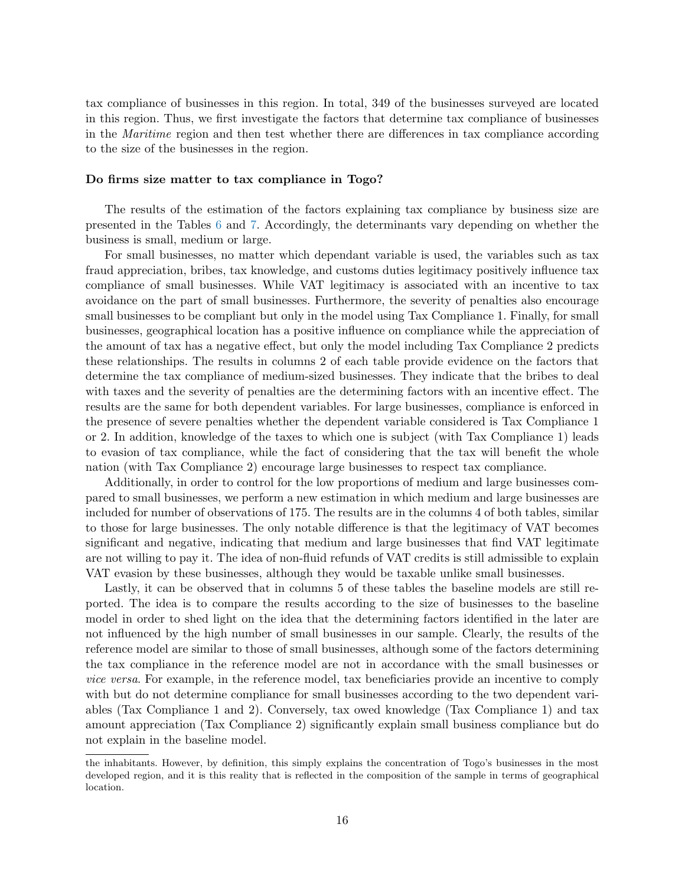tax compliance of businesses in this region. In total, 349 of the businesses surveyed are located in this region. Thus, we first investigate the factors that determine tax compliance of businesses in the *Maritime* region and then test whether there are differences in tax compliance according to the size of the businesses in the region.

**Do firms size matter to tax compliance in Togo?**

The results of the estimation of the factors explaining tax compliance by business size are presented in the Tables 6 and 7. Accordingly, the determinants vary depending on whether the business is small, medium or large.

For small businesses, no matter which dependant variable is used, the variables such as tax fraud appreciation, bribes, tax knowledge, and customs duties legitimacy positively influence tax compliance of small businesses. While VAT legitimacy is associated with an incentive to tax avoidance on the part of small businesses. Furthermore, the severity of penalties also encourage small businesses to be compliant but only in the model using Tax Compliance 1. Finally, for small businesses, geographical location has a positive influence on compliance while the appreciation of the amount of tax has a negative effect, but only the model including Tax Compliance 2 predicts these relationships. The results in columns 2 of each table provide evidence on the factors that determine the tax compliance of medium-sized businesses. They indicate that the bribes to deal with taxes and the severity of penalties are the determining factors with an incentive effect. The results are the same for both dependent variables. For large businesses, compliance is enforced in the presence of severe penalties whether the dependent variable considered is Tax Compliance 1 or 2. In addition, knowledge of the taxes to which one is subject (with Tax Compliance 1) leads to evasion of tax compliance, while the fact of considering that the tax will benefit the whole nation (with Tax Compliance 2) encourage large businesses to respect tax compliance.

Additionally, in order to control for the low proportions of medium and large businesses compared to small businesses, we perform a new estimation in which medium and large businesses are included for number of observations of 175. The results are in the columns 4 of both tables, similar to those for large businesses. The only notable difference is that the legitimacy of VAT becomes significant and negative, indicating that medium and large businesses that find VAT legitimate are not willing to pay it. The idea of non-fluid refunds of VAT credits is still admissible to explain VAT evasion by these businesses, although they would be taxable unlike small businesses.

Lastly, it can be observed that in columns 5 of these tables the baseline models are still reported. The idea is to compare the results according to the size of businesses to the baseline model in order to shed light on the idea that the determining factors identified in the later are not influenced by the high number of small businesses in our sample. Clearly, the results of the reference model are similar to those of small businesses, although some of the factors determining the tax compliance in the reference model are not in accordance with the small businesses or *vice versa*. For example, in the reference model, tax beneficiaries provide an incentive to comply with but do not determine compliance for small businesses according to the two dependent variables (Tax Compliance 1 and 2). Conversely, tax owed knowledge (Tax Compliance 1) and tax amount appreciation (Tax Compliance 2) significantly explain small business compliance but do not explain in the baseline model.

---

the inhabitants. However, by definition, this simply explains the concentration of Togo's businesses in the most developed region, and it is this reality that is reflected in the composition of the sample in terms of geographical location.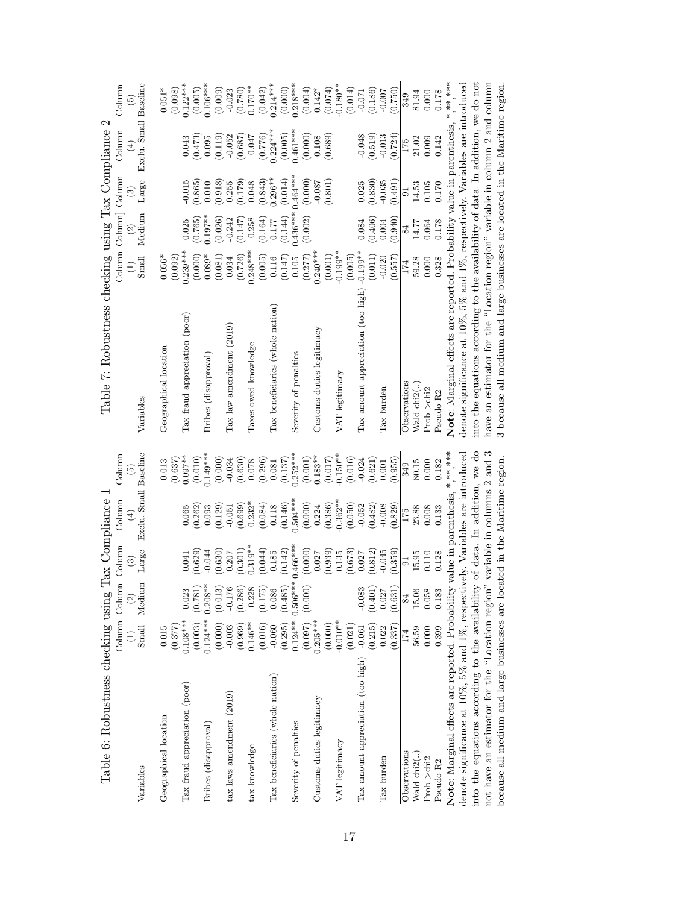Table 6: Robustness checking using Tax Compliance 1

| Variables | Column (1) Small | Column (2) Medium | Column (3) Large | Column (4) Exclu. Small | Column (5) Baseline |
|---|---|---|---|---|---|
| Geographical location | 0.015 | | | | 0.013 |
| | (0.377) | | | | (0.637) |
| Tax fraud appreciation (poor) | 0.108*** | 0.023 | 0.041 | 0.065 | 0.097** |
| | (0.003) | (0.781) | (0.629) | (0.262) | (0.010) |
| Bribes (disapproval) | 0.124*** | 0.208** | -0.044 | 0.093 | 0.149*** |
| | (0.000) | (0.013) | (0.630) | (0.129) | (0.000) |
| tax laws amendment (2019) | -0.003 | -0.176 | 0.207 | -0.051 | -0.034 |
| | (0.969) | (0.286) | (0.301) | (0.699) | (0.630) |
| tax knowledge | 0.146** | -0.228 | -0.319** | -0.232* | 0.078 |
| | (0.016) | (0.175) | (0.044) | (0.084) | (0.296) |
| Tax beneficiaries (whole nation) | -0.060 | 0.086 | 0.185 | 0.118 | 0.081 |
| | (0.295) | (0.485) | (0.142) | (0.146) | (0.137) |
| Severity of penalties | 0.124** | 0.506*** | 0.466*** | 0.504*** | 0.252*** |
| | (0.097) | (0.000) | (0.000) | (0.000) | (0.001) |
| Customs duties legitimacy | 0.205*** | | 0.027 | 0.224 | 0.183** |
| | (0.000) | | (0.939) | (0.386) | (0.017) |
| VAT legitimacy | -0.010** | | 0.135 | -0.362** | -0.150** |
| | (0.021) | | (0.673) | (0.050) | (0.016) |
| Tax amount appreciation (too high) | -0.061 | -0.083 | 0.027 | -0.052 | -0.024 |
| | (0.215) | (0.401) | (0.812) | (0.482) | (0.621) |
| Tax burden | 0.022 | 0.027 | -0.045 | -0.008 | 0.001 |
| | (0.337) | (0.631) | (0.359) | (0.829) | (0.955) |
| Observations | 174 | 84 | 91 | 175 | 349 |
| Wald chi2(..) | 56.59 | 15.06 | 15.95 | 23.88 | 80.15 |
| Prob >chi2 | 0.000 | 0.058 | 0.110 | 0.008 | 0.000 |
| Pseudo R2 | 0.399 | 0.183 | 0.128 | 0.133 | 0.182 |

**Note**: Marginal effects are reported. Probability value in parenthesis, *,**,*** denote significance at 10%, 5% and 1%, respectively. Variables are introduced into the equations according to the availability of data. In addition, we do not have an estimator for the "Location region" variable in columns 2 and 3 because all medium and large businesses are located in the Maritime region.

Table 7: Robustness checking using Tax Compliance 2

| Variables | Column (1) Small | Column (2) Medium | Column (3) Large | Column (4) Exclu. Small | Column (5) Baseline |
|---|---|---|---|---|---|
| Geographical location | 0.056* | | | | 0.051* |
| | (0.092) | | | | (0.098) |
| Tax fraud appreciation (poor) | 0.239*** | 0.025 | -0.015 | 0.043 | 0.122*** |
| | (0.000) | (0.765) | (0.865) | (0.473) | (0.005) |
| Bribes (disapproval) | 0.089* | 0.197** | 0.010 | 0.095 | 0.106*** |
| | (0.081) | (0.026) | (0.918) | (0.119) | (0.009) |
| Tax law amendment (2019) | 0.034 | -0.242 | 0.255 | -0.052 | -0.023 |
| | (0.726) | (0.147) | (0.179) | (0.687) | (0.780) |
| Taxes owed knowledge | 0.248*** | -0.258 | 0.048 | -0.047 | 0.170** |
| | (0.005) | (0.164) | (0.843) | (0.776) | (0.042) |
| Tax beneficiaries (whole nation) | 0.116 | 0.177 | 0.296** | 0.224*** | 0.214*** |
| | (0.147) | (0.144) | (0.014) | (0.005) | (0.000) |
| Severity of penalties | 0.105 | 0.436*** | 0.464*** | 0.461*** | 0.218*** |
| | (0.277) | (0.002) | (0.000) | (0.000) | (0.004) |
| Customs duties legitimacy | 0.240*** | | -0.087 | 0.108 | 0.142* |
| | (0.001) | | (0.801) | (0.689) | (0.074) |
| VAT legitimacy | -0.199** | | | | -0.180** |
| | (0.005) | | | | (0.014) |
| Tax amount appreciation (too high) | -0.199** | 0.084 | 0.025 | -0.048 | -0.071 |
| | (0.011) | (0.406) | (0.830) | (0.519) | (0.186) |
| Tax burden | -0.020 | 0.004 | -0.035 | -0.013 | -0.007 |
| | (0.557) | (0.940) | (0.491) | (0.724) | (0.750) |
| Observations | 174 | 84 | 91 | 175 | 349 |
| Wald chi2(..) | 59.28 | 14.77 | 14.53 | 21.02 | 81.94 |
| Prob >chi2 | 0.000 | 0.064 | 0.105 | 0.009 | 0.000 |
| Pseudo R2 | 0.328 | 0.178 | 0.170 | 0.142 | 0.178 |

**Note**: Marginal effects are reported. Probability value in parenthesis, *,**,*** denote significance at 10%, 5% and 1%, respectively. Variables are introduced into the equations according to the availability of data. In addition, we do not have an estimator for the "Location region" variable in column 2 and column 3 because all medium and large businesses are located in the Maritime region.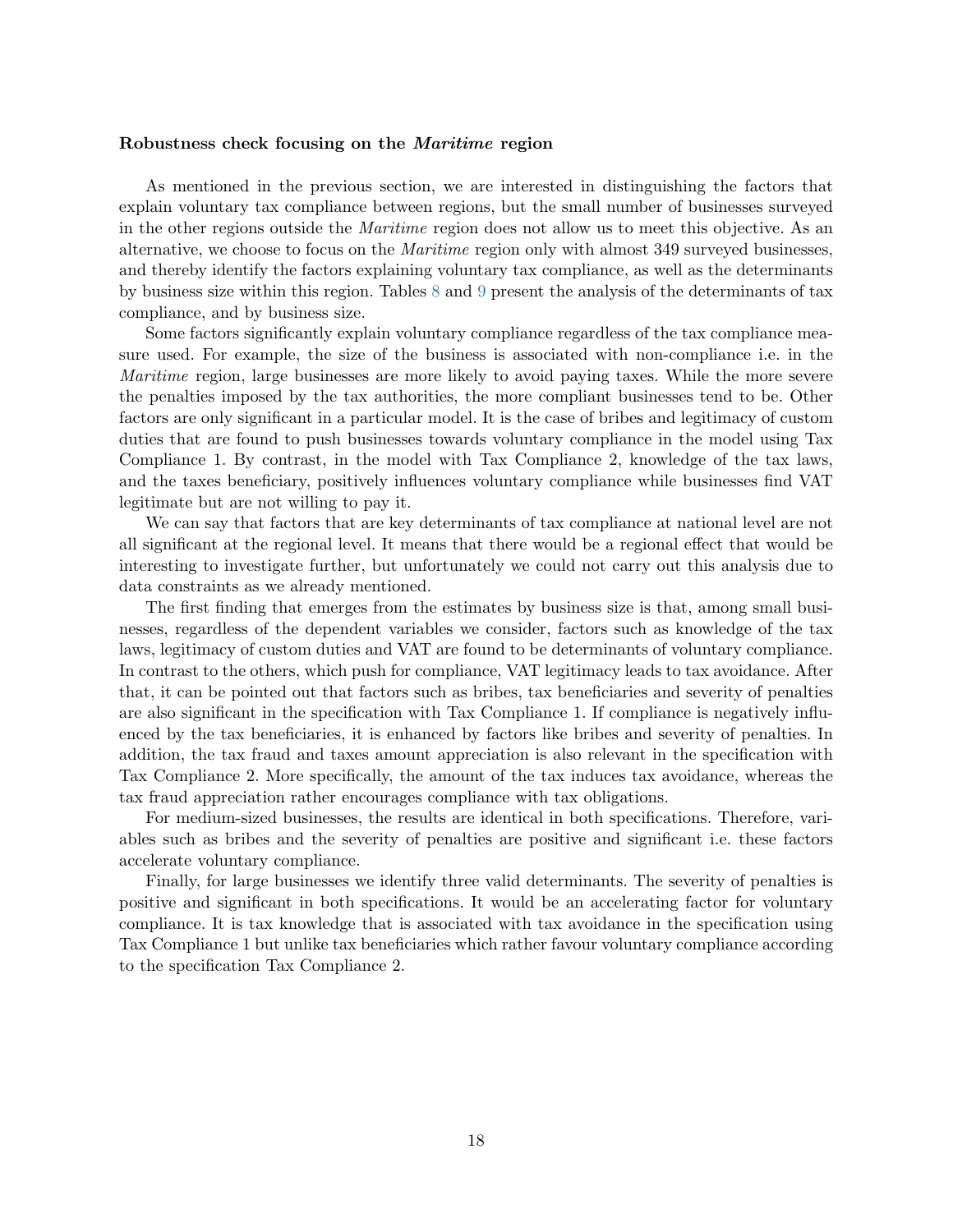**Robustness check focusing on the *Maritime* region**

As mentioned in the previous section, we are interested in distinguishing the factors that explain voluntary tax compliance between regions, but the small number of businesses surveyed in the other regions outside the *Maritime* region does not allow us to meet this objective. As an alternative, we choose to focus on the *Maritime* region only with almost 349 surveyed businesses, and thereby identify the factors explaining voluntary tax compliance, as well as the determinants by business size within this region. Tables 8 and 9 present the analysis of the determinants of tax compliance, and by business size.

Some factors significantly explain voluntary compliance regardless of the tax compliance measure used. For example, the size of the business is associated with non-compliance i.e. in the *Maritime* region, large businesses are more likely to avoid paying taxes. While the more severe the penalties imposed by the tax authorities, the more compliant businesses tend to be. Other factors are only significant in a particular model. It is the case of bribes and legitimacy of custom duties that are found to push businesses towards voluntary compliance in the model using Tax Compliance 1. By contrast, in the model with Tax Compliance 2, knowledge of the tax laws, and the taxes beneficiary, positively influences voluntary compliance while businesses find VAT legitimate but are not willing to pay it.

We can say that factors that are key determinants of tax compliance at national level are not all significant at the regional level. It means that there would be a regional effect that would be interesting to investigate further, but unfortunately we could not carry out this analysis due to data constraints as we already mentioned.

The first finding that emerges from the estimates by business size is that, among small businesses, regardless of the dependent variables we consider, factors such as knowledge of the tax laws, legitimacy of custom duties and VAT are found to be determinants of voluntary compliance. In contrast to the others, which push for compliance, VAT legitimacy leads to tax avoidance. After that, it can be pointed out that factors such as bribes, tax beneficiaries and severity of penalties are also significant in the specification with Tax Compliance 1. If compliance is negatively influenced by the tax beneficiaries, it is enhanced by factors like bribes and severity of penalties. In addition, the tax fraud and taxes amount appreciation is also relevant in the specification with Tax Compliance 2. More specifically, the amount of the tax induces tax avoidance, whereas the tax fraud appreciation rather encourages compliance with tax obligations.

For medium-sized businesses, the results are identical in both specifications. Therefore, variables such as bribes and the severity of penalties are positive and significant i.e. these factors accelerate voluntary compliance.

Finally, for large businesses we identify three valid determinants. The severity of penalties is positive and significant in both specifications. It would be an accelerating factor for voluntary compliance. It is tax knowledge that is associated with tax avoidance in the specification using Tax Compliance 1 but unlike tax beneficiaries which rather favour voluntary compliance according to the specification Tax Compliance 2.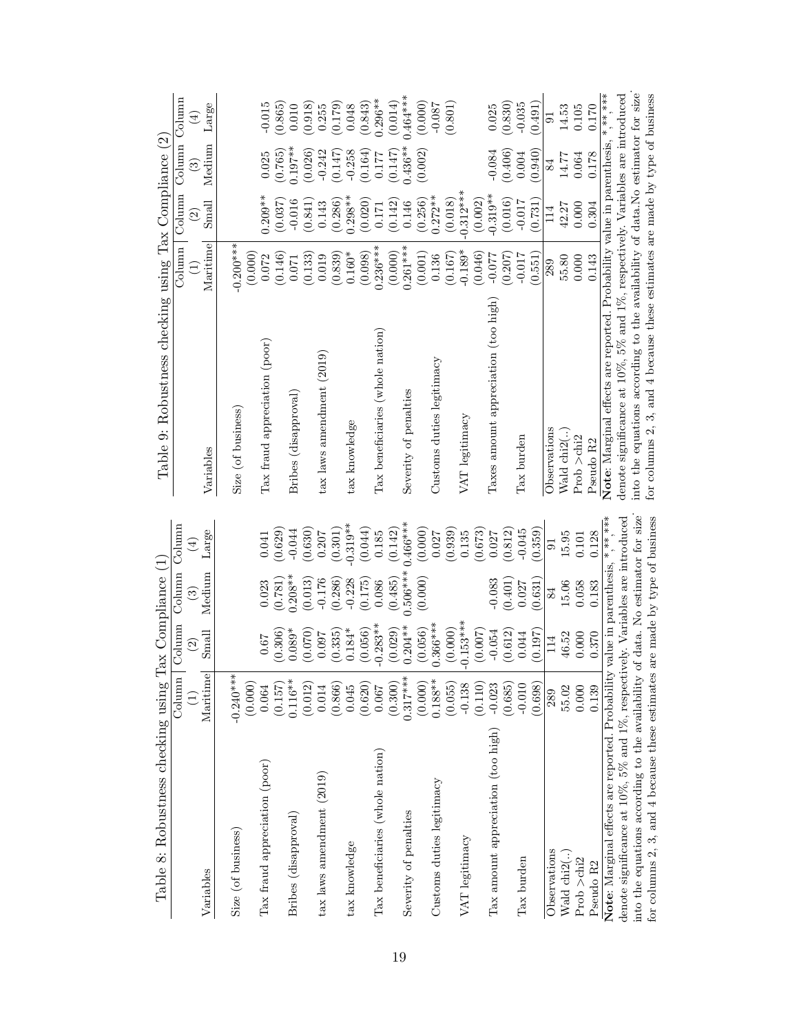Table 8: Robustness checking using Tax Compliance (1)

| Variables | Column (1) Maritime | Column (2) Small | Column (3) Medium | Column (4) Large |
|---|---|---|---|---|
| Size (of business) | -0.240*** | | | |
| | (0.000) | | | |
| Tax fraud appreciation (poor) | 0.064 | 0.67 | 0.023 | 0.041 |
| | (0.157) | (0.306) | (0.781) | (0.629) |
| Bribes (disapproval) | 0.116** | 0.089* | 0.208** | -0.044 |
| | (0.012) | (0.070) | (0.013) | (0.630) |
| tax laws amendment (2019) | 0.014 | 0.097 | -0.176 | 0.207 |
| | (0.866) | (0.335) | (0.286) | (0.301) |
| tax knowledge | 0.045 | 0.184* | -0.228 | -0.319** |
| | (0.620) | (0.056) | (0.175) | (0.044) |
| Tax beneficiaries (whole nation) | 0.067 | -0.283** | 0.086 | 0.185 |
| | (0.300) | (0.029) | (0.485) | (0.142) |
| Severity of penalties | 0.317*** | 0.204** | 0.506*** | 0.466*** |
| | (0.000) | (0.056) | (0.000) | (0.000) |
| Customs duties legitimacy | 0.188** | 0.366*** | | 0.027 |
| | (0.055) | (0.000) | | (0.939) |
| VAT legitimacy | -0.138 | -0.153*** | | 0.135 |
| | (0.110) | (0.007) | | (0.673) |
| Tax amount appreciation (too high) | -0.023 | -0.054 | -0.083 | 0.027 |
| | (0.685) | (0.612) | (0.401) | (0.812) |
| Tax burden | -0.010 | 0.044 | 0.027 | -0.045 |
| | (0.698) | (0.197) | (0.631) | (0.359) |
| Observations | 289 | 114 | 84 | 91 |
| Wald chi2(..) | 55.02 | 46.52 | 15.06 | 15.95 |
| Prob >chi2 | 0.000 | 0.000 | 0.058 | 0.101 |
| Pseudo R2 | 0.139 | 0.370 | 0.183 | 0.128 |

**Note**: Marginal effects are reported. Probability value in parenthesis, *,**,*** denote significance at 10%, 5% and 1%, respectively. Variables are introduced into the equations according to the availability of data. No estimator for size for columns 2, 3, and 4 because these estimates are made by type of business

Table 9: Robustness checking using Tax Compliance (2)

| Variables | Column (1) Maritime | Column (2) Small | Column (3) Medium | Column (4) Large |
|---|---|---|---|---|
| Size (of business) | -0.200*** | | | |
| | (0.000) | | | |
| Tax fraud appreciation (poor) | 0.072 | 0.209** | 0.025 | -0.015 |
| | (0.146) | (0.037) | (0.765) | (0.865) |
| Bribes (disapproval) | 0.071 | -0.016 | 0.197** | 0.010 |
| | (0.133) | (0.841) | (0.026) | (0.918) |
| tax laws amendment (2019) | 0.019 | 0.143 | -0.242 | 0.255 |
| | (0.839) | (0.286) | (0.147) | (0.179) |
| tax knowledge | 0.160* | 0.298** | -0.258 | 0.048 |
| | (0.098) | (0.020) | (0.164) | (0.843) |
| Tax beneficiaries (whole nation) | 0.236*** | 0.171 | 0.177 | 0.296** |
| | (0.000) | (0.142) | (0.147) | (0.014) |
| Severity of penalties | 0.261*** | 0.146 | 0.436** | 0.464*** |
| | (0.001) | (0.256) | (0.002) | (0.000) |
| Customs duties legitimacy | 0.136 | 0.272** | | -0.087 |
| | (0.167) | (0.018) | | (0.801) |
| VAT legitimacy | -0.189* | -0.312*** | | |
| | (0.046) | (0.002) | | |
| Taxes amount appreciation (too high) | -0.077 | -0.319** | -0.084 | 0.025 |
| | (0.207) | (0.016) | (0.406) | (0.830) |
| Tax burden | -0.017 | -0.017 | 0.004 | -0.035 |
| | (0.551) | (0.731) | (0.940) | (0.491) |
| Observations | 289 | 114 | 84 | 91 |
| Wald chi2(..) | 55.80 | 42.27 | 14.77 | 14.53 |
| Prob >chi2 | 0.000 | 0.000 | 0.064 | 0.105 |
| Pseudo R2 | 0.143 | 0.304 | 0.178 | 0.170 |

**Note**: Marginal effects are reported. Probability value in parenthesis, *,**,*** denote significance at 10%, 5% and 1%, respectively. Variables are introduced into the equations according to the availability of data.No estimator for size for columns 2, 3, and 4 because these estimates are made by type of business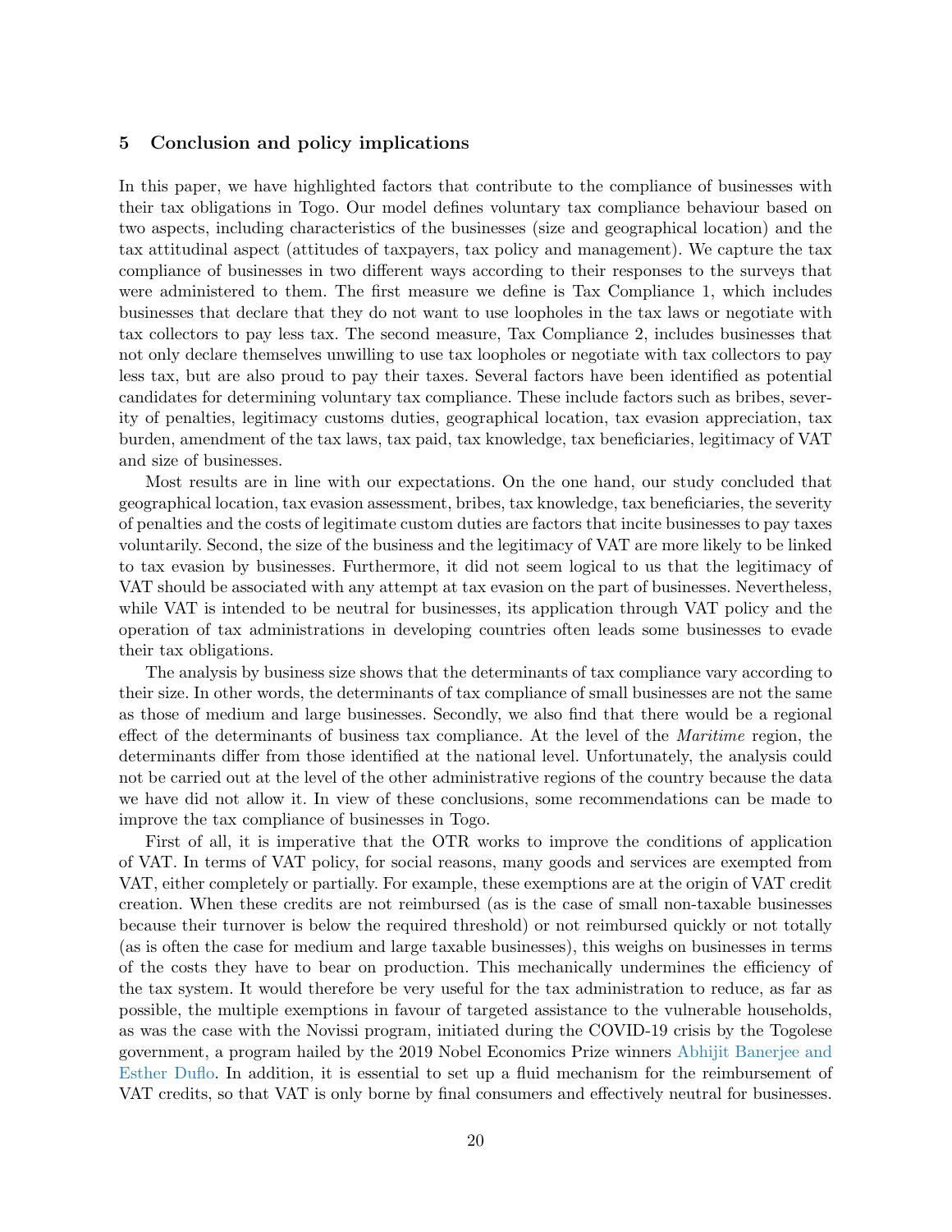## 5 Conclusion and policy implications

In this paper, we have highlighted factors that contribute to the compliance of businesses with their tax obligations in Togo. Our model defines voluntary tax compliance behaviour based on two aspects, including characteristics of the businesses (size and geographical location) and the tax attitudinal aspect (attitudes of taxpayers, tax policy and management). We capture the tax compliance of businesses in two different ways according to their responses to the surveys that were administered to them. The first measure we define is Tax Compliance 1, which includes businesses that declare that they do not want to use loopholes in the tax laws or negotiate with tax collectors to pay less tax. The second measure, Tax Compliance 2, includes businesses that not only declare themselves unwilling to use tax loopholes or negotiate with tax collectors to pay less tax, but are also proud to pay their taxes. Several factors have been identified as potential candidates for determining voluntary tax compliance. These include factors such as bribes, severity of penalties, legitimacy customs duties, geographical location, tax evasion appreciation, tax burden, amendment of the tax laws, tax paid, tax knowledge, tax beneficiaries, legitimacy of VAT and size of businesses.

Most results are in line with our expectations. On the one hand, our study concluded that geographical location, tax evasion assessment, bribes, tax knowledge, tax beneficiaries, the severity of penalties and the costs of legitimate custom duties are factors that incite businesses to pay taxes voluntarily. Second, the size of the business and the legitimacy of VAT are more likely to be linked to tax evasion by businesses. Furthermore, it did not seem logical to us that the legitimacy of VAT should be associated with any attempt at tax evasion on the part of businesses. Nevertheless, while VAT is intended to be neutral for businesses, its application through VAT policy and the operation of tax administrations in developing countries often leads some businesses to evade their tax obligations.

The analysis by business size shows that the determinants of tax compliance vary according to their size. In other words, the determinants of tax compliance of small businesses are not the same as those of medium and large businesses. Secondly, we also find that there would be a regional effect of the determinants of business tax compliance. At the level of the *Maritime* region, the determinants differ from those identified at the national level. Unfortunately, the analysis could not be carried out at the level of the other administrative regions of the country because the data we have did not allow it. In view of these conclusions, some recommendations can be made to improve the tax compliance of businesses in Togo.

First of all, it is imperative that the OTR works to improve the conditions of application of VAT. In terms of VAT policy, for social reasons, many goods and services are exempted from VAT, either completely or partially. For example, these exemptions are at the origin of VAT credit creation. When these credits are not reimbursed (as is the case of small non-taxable businesses because their turnover is below the required threshold) or not reimbursed quickly or not totally (as is often the case for medium and large taxable businesses), this weighs on businesses in terms of the costs they have to bear on production. This mechanically undermines the efficiency of the tax system. It would therefore be very useful for the tax administration to reduce, as far as possible, the multiple exemptions in favour of targeted assistance to the vulnerable households, as was the case with the Novissi program, initiated during the COVID-19 crisis by the Togolese government, a program hailed by the 2019 Nobel Economics Prize winners Abhijit Banerjee and Esther Duflo. In addition, it is essential to set up a fluid mechanism for the reimbursement of VAT credits, so that VAT is only borne by final consumers and effectively neutral for businesses.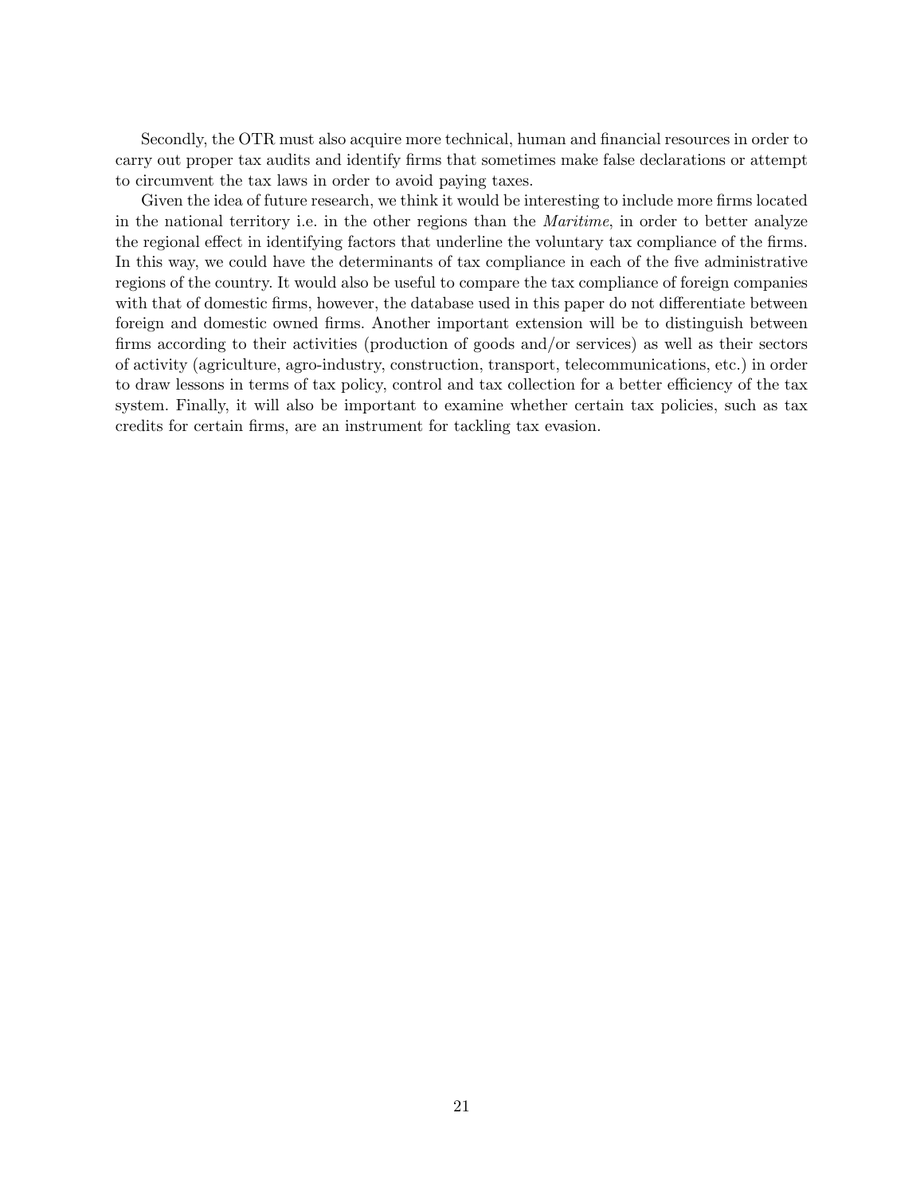Secondly, the OTR must also acquire more technical, human and financial resources in order to carry out proper tax audits and identify firms that sometimes make false declarations or attempt to circumvent the tax laws in order to avoid paying taxes.

Given the idea of future research, we think it would be interesting to include more firms located in the national territory i.e. in the other regions than the *Maritime*, in order to better analyze the regional effect in identifying factors that underline the voluntary tax compliance of the firms. In this way, we could have the determinants of tax compliance in each of the five administrative regions of the country. It would also be useful to compare the tax compliance of foreign companies with that of domestic firms, however, the database used in this paper do not differentiate between foreign and domestic owned firms. Another important extension will be to distinguish between firms according to their activities (production of goods and/or services) as well as their sectors of activity (agriculture, agro-industry, construction, transport, telecommunications, etc.) in order to draw lessons in terms of tax policy, control and tax collection for a better efficiency of the tax system. Finally, it will also be important to examine whether certain tax policies, such as tax credits for certain firms, are an instrument for tackling tax evasion.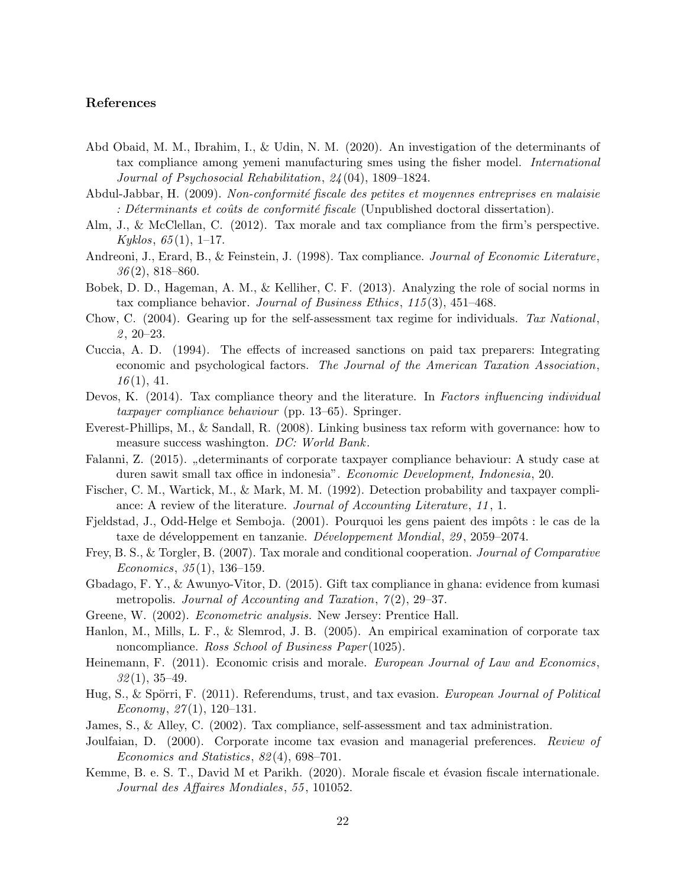## References

Abd Obaid, M. M., Ibrahim, I., & Udin, N. M. (2020). An investigation of the determinants of tax compliance among yemeni manufacturing smes using the fisher model. *International Journal of Psychosocial Rehabilitation*, *24*(04), 1809–1824.

Abdul-Jabbar, H. (2009). *Non-conformité fiscale des petites et moyennes entreprises en malaisie : Déterminants et coûts de conformité fiscale* (Unpublished doctoral dissertation).

Alm, J., & McClellan, C. (2012). Tax morale and tax compliance from the firm's perspective. *Kyklos*, *65*(1), 1–17.

Andreoni, J., Erard, B., & Feinstein, J. (1998). Tax compliance. *Journal of Economic Literature*, *36*(2), 818–860.

Bobek, D. D., Hageman, A. M., & Kelliher, C. F. (2013). Analyzing the role of social norms in tax compliance behavior. *Journal of Business Ethics*, *115*(3), 451–468.

Chow, C. (2004). Gearing up for the self-assessment tax regime for individuals. *Tax National*, *2*, 20–23.

Cuccia, A. D. (1994). The effects of increased sanctions on paid tax preparers: Integrating economic and psychological factors. *The Journal of the American Taxation Association*, *16*(1), 41.

Devos, K. (2014). Tax compliance theory and the literature. In *Factors influencing individual taxpayer compliance behaviour* (pp. 13–65). Springer.

Everest-Phillips, M., & Sandall, R. (2008). Linking business tax reform with governance: how to measure success washington. *DC: World Bank*.

Falanni, Z. (2015). „determinants of corporate taxpayer compliance behaviour: A study case at duren sawit small tax office in indonesia". *Economic Development, Indonesia*, 20.

Fischer, C. M., Wartick, M., & Mark, M. M. (1992). Detection probability and taxpayer compliance: A review of the literature. *Journal of Accounting Literature*, *11*, 1.

Fjeldstad, J., Odd-Helge et Semboja. (2001). Pourquoi les gens paient des impôts : le cas de la taxe de développement en tanzanie. *Développement Mondial*, *29*, 2059–2074.

Frey, B. S., & Torgler, B. (2007). Tax morale and conditional cooperation. *Journal of Comparative Economics*, *35*(1), 136–159.

Gbadago, F. Y., & Awunyo-Vitor, D. (2015). Gift tax compliance in ghana: evidence from kumasi metropolis. *Journal of Accounting and Taxation*, *7*(2), 29–37.

Greene, W. (2002). *Econometric analysis.* New Jersey: Prentice Hall.

Hanlon, M., Mills, L. F., & Slemrod, J. B. (2005). An empirical examination of corporate tax noncompliance. *Ross School of Business Paper*(1025).

Heinemann, F. (2011). Economic crisis and morale. *European Journal of Law and Economics*, *32*(1), 35–49.

Hug, S., & Spörri, F. (2011). Referendums, trust, and tax evasion. *European Journal of Political Economy*, *27*(1), 120–131.

James, S., & Alley, C. (2002). Tax compliance, self-assessment and tax administration.

Joulfaian, D. (2000). Corporate income tax evasion and managerial preferences. *Review of Economics and Statistics*, *82*(4), 698–701.

Kemme, B. e. S. T., David M et Parikh. (2020). Morale fiscale et évasion fiscale internationale. *Journal des Affaires Mondiales*, *55*, 101052.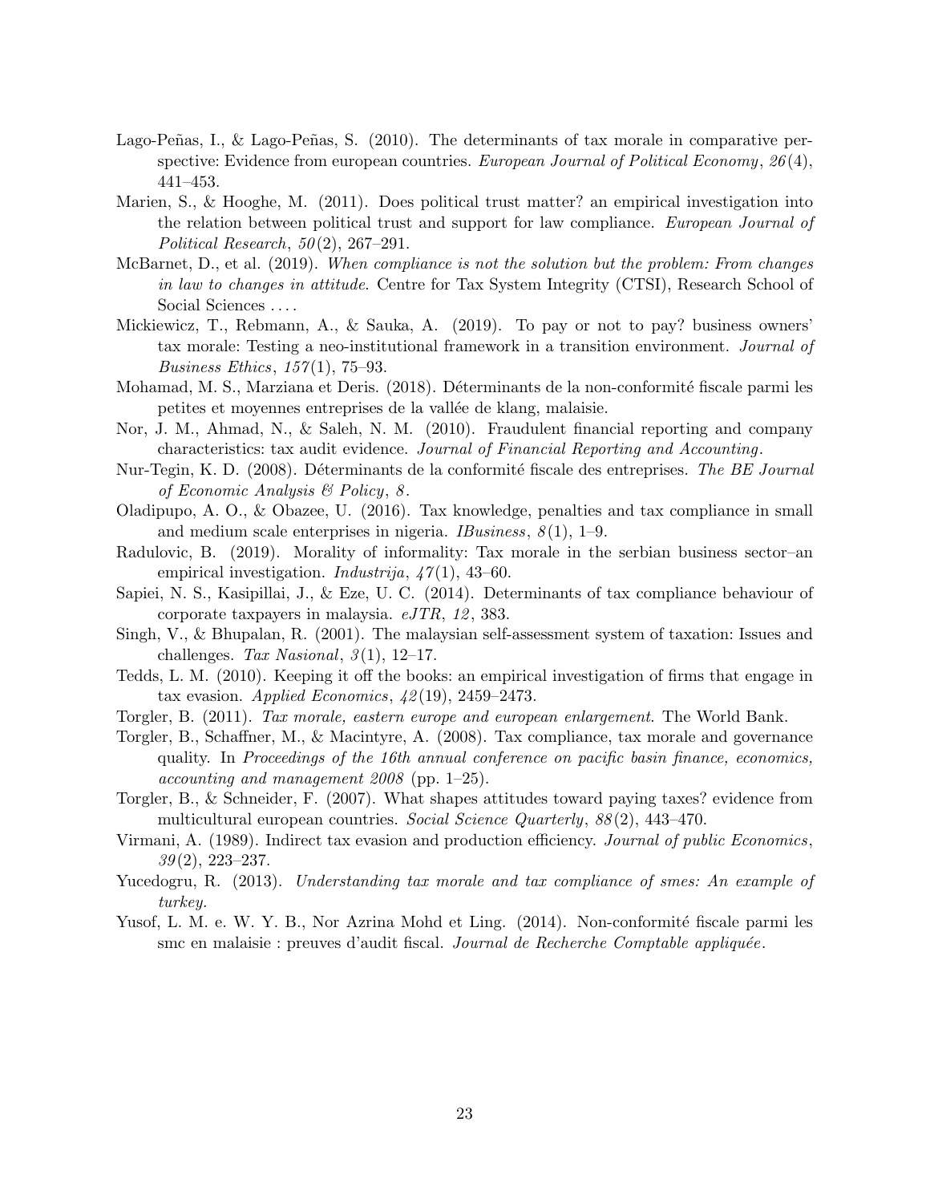Lago-Peñas, I., & Lago-Peñas, S. (2010). The determinants of tax morale in comparative perspective: Evidence from european countries. *European Journal of Political Economy*, *26*(4), 441–453.

Marien, S., & Hooghe, M. (2011). Does political trust matter? an empirical investigation into the relation between political trust and support for law compliance. *European Journal of Political Research*, *50*(2), 267–291.

McBarnet, D., et al. (2019). *When compliance is not the solution but the problem: From changes in law to changes in attitude*. Centre for Tax System Integrity (CTSI), Research School of Social Sciences . . . .

Mickiewicz, T., Rebmann, A., & Sauka, A. (2019). To pay or not to pay? business owners' tax morale: Testing a neo-institutional framework in a transition environment. *Journal of Business Ethics*, *157*(1), 75–93.

Mohamad, M. S., Marziana et Deris. (2018). Déterminants de la non-conformité fiscale parmi les petites et moyennes entreprises de la vallée de klang, malaisie.

Nor, J. M., Ahmad, N., & Saleh, N. M. (2010). Fraudulent financial reporting and company characteristics: tax audit evidence. *Journal of Financial Reporting and Accounting*.

Nur-Tegin, K. D. (2008). Déterminants de la conformité fiscale des entreprises. *The BE Journal of Economic Analysis & Policy*, *8*.

Oladipupo, A. O., & Obazee, U. (2016). Tax knowledge, penalties and tax compliance in small and medium scale enterprises in nigeria. *IBusiness*, *8*(1), 1–9.

Radulovic, B. (2019). Morality of informality: Tax morale in the serbian business sector–an empirical investigation. *Industrija*, *47*(1), 43–60.

Sapiei, N. S., Kasipillai, J., & Eze, U. C. (2014). Determinants of tax compliance behaviour of corporate taxpayers in malaysia. *eJTR*, *12*, 383.

Singh, V., & Bhupalan, R. (2001). The malaysian self-assessment system of taxation: Issues and challenges. *Tax Nasional*, *3*(1), 12–17.

Tedds, L. M. (2010). Keeping it off the books: an empirical investigation of firms that engage in tax evasion. *Applied Economics*, *42*(19), 2459–2473.

Torgler, B. (2011). *Tax morale, eastern europe and european enlargement*. The World Bank.

Torgler, B., Schaffner, M., & Macintyre, A. (2008). Tax compliance, tax morale and governance quality. In *Proceedings of the 16th annual conference on pacific basin finance, economics, accounting and management 2008* (pp. 1–25).

Torgler, B., & Schneider, F. (2007). What shapes attitudes toward paying taxes? evidence from multicultural european countries. *Social Science Quarterly*, *88*(2), 443–470.

Virmani, A. (1989). Indirect tax evasion and production efficiency. *Journal of public Economics*, *39*(2), 223–237.

Yucedogru, R. (2013). *Understanding tax morale and tax compliance of smes: An example of turkey.*

Yusof, L. M. e. W. Y. B., Nor Azrina Mohd et Ling. (2014). Non-conformité fiscale parmi les smc en malaisie : preuves d'audit fiscal. *Journal de Recherche Comptable appliquée*.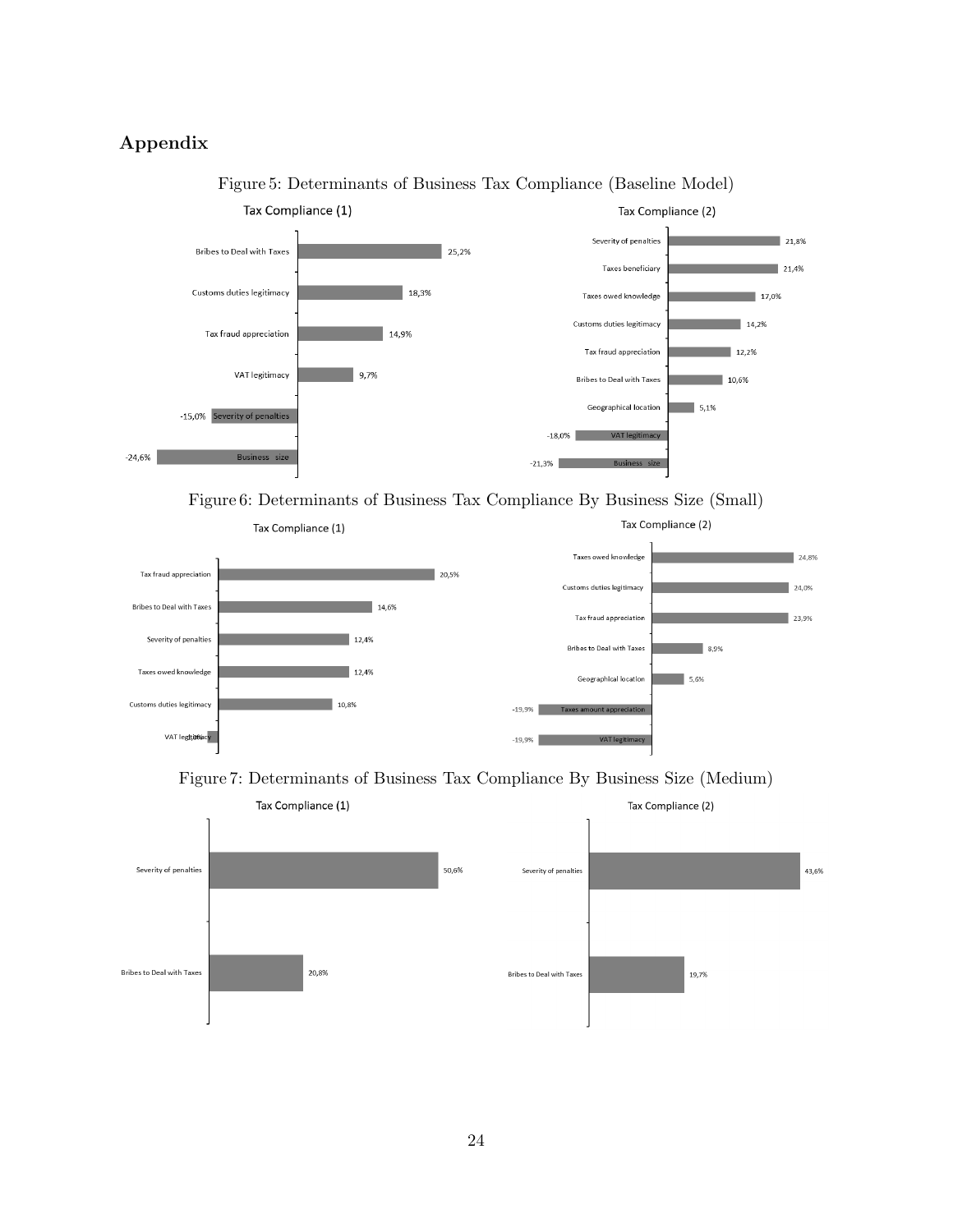## Appendix

Figure 5: Determinants of Business Tax Compliance (Baseline Model)

**Tax Compliance (1)**

| Determinant | Value |
|---|---|
| Bribes to Deal with Taxes | 25,2% |
| Customs duties legitimacy | 18,3% |
| Tax fraud appreciation | 14,9% |
| VAT legitimacy | 9,7% |
| Severity of penalties | -15,0% |
| Business size | -24,6% |

**Tax Compliance (2)**

| Determinant | Value |
|---|---|
| Severity of penalties | 21,8% |
| Taxes beneficiary | 21,4% |
| Taxes owed knowledge | 17,0% |
| Customs duties legitimacy | 14,2% |
| Tax fraud appreciation | 12,2% |
| Bribes to Deal with Taxes | 10,6% |
| Geographical location | 5,1% |
| VAT legitimacy | -18,0% |
| Business size | -21,3% |

Figure 6: Determinants of Business Tax Compliance By Business Size (Small)

**Tax Compliance (1)**

| Determinant | Value |
|---|---|
| Tax fraud appreciation | 20,5% |
| Bribes to Deal with Taxes | 14,6% |
| Severity of penalties | 12,4% |
| Taxes owed knowledge | 12,4% |
| Customs duties legitimacy | 10,8% |
| VAT legitimacy | -1,0% |

**Tax Compliance (2)**

| Determinant | Value |
|---|---|
| Taxes owed knowledge | 24,8% |
| Customs duties legitimacy | 24,0% |
| Tax fraud appreciation | 23,9% |
| Bribes to Deal with Taxes | 8,9% |
| Geographical location | 5,6% |
| Taxes amount appreciation | -19,9% |
| VAT legitimacy | -19,9% |

Figure 7: Determinants of Business Tax Compliance By Business Size (Medium)

**Tax Compliance (1)**

| Determinant | Value |
|---|---|
| Severity of penalties | 50,6% |
| Bribes to Deal with Taxes | 20,8% |

**Tax Compliance (2)**

| Determinant | Value |
|---|---|
| Severity of penalties | 43,6% |
| Bribes to Deal with Taxes | 19,7% |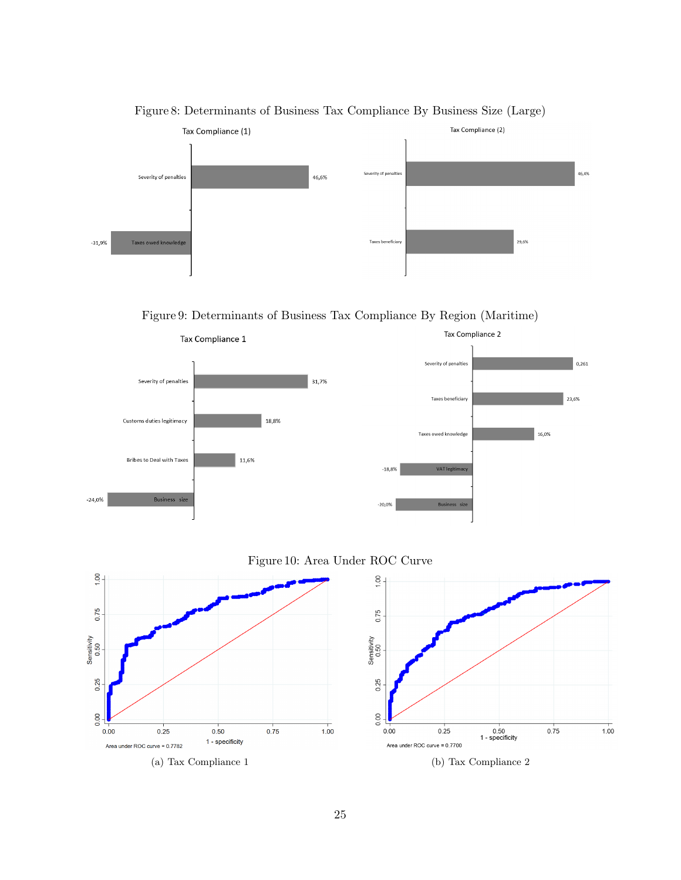Figure 8: Determinants of Business Tax Compliance By Business Size (Large)

Figure 9: Determinants of Business Tax Compliance By Region (Maritime)

Figure 10: Area Under ROC Curve

(a) Tax Compliance 1

(b) Tax Compliance 2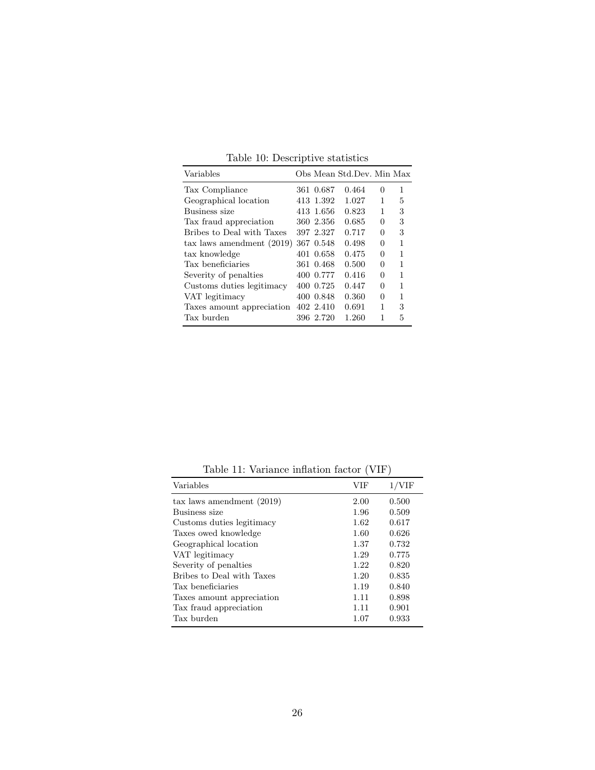Table 10: Descriptive statistics

| Variables | Obs | Mean | Std.Dev. | Min | Max |
|---|---|---|---|---|---|
| Tax Compliance | 361 | 0.687 | 0.464 | 0 | 1 |
| Geographical location | 413 | 1.392 | 1.027 | 1 | 5 |
| Business size | 413 | 1.656 | 0.823 | 1 | 3 |
| Tax fraud appreciation | 360 | 2.356 | 0.685 | 0 | 3 |
| Bribes to Deal with Taxes | 397 | 2.327 | 0.717 | 0 | 3 |
| tax laws amendment (2019) | 367 | 0.548 | 0.498 | 0 | 1 |
| tax knowledge | 401 | 0.658 | 0.475 | 0 | 1 |
| Tax beneficiaries | 361 | 0.468 | 0.500 | 0 | 1 |
| Severity of penalties | 400 | 0.777 | 0.416 | 0 | 1 |
| Customs duties legitimacy | 400 | 0.725 | 0.447 | 0 | 1 |
| VAT legitimacy | 400 | 0.848 | 0.360 | 0 | 1 |
| Taxes amount appreciation | 402 | 2.410 | 0.691 | 1 | 3 |
| Tax burden | 396 | 2.720 | 1.260 | 1 | 5 |

Table 11: Variance inflation factor (VIF)

| Variables | VIF | 1/VIF |
|---|---|---|
| tax laws amendment (2019) | 2.00 | 0.500 |
| Business size | 1.96 | 0.509 |
| Customs duties legitimacy | 1.62 | 0.617 |
| Taxes owed knowledge | 1.60 | 0.626 |
| Geographical location | 1.37 | 0.732 |
| VAT legitimacy | 1.29 | 0.775 |
| Severity of penalties | 1.22 | 0.820 |
| Bribes to Deal with Taxes | 1.20 | 0.835 |
| Tax beneficiaries | 1.19 | 0.840 |
| Taxes amount appreciation | 1.11 | 0.898 |
| Tax fraud appreciation | 1.11 | 0.901 |
| Tax burden | 1.07 | 0.933 |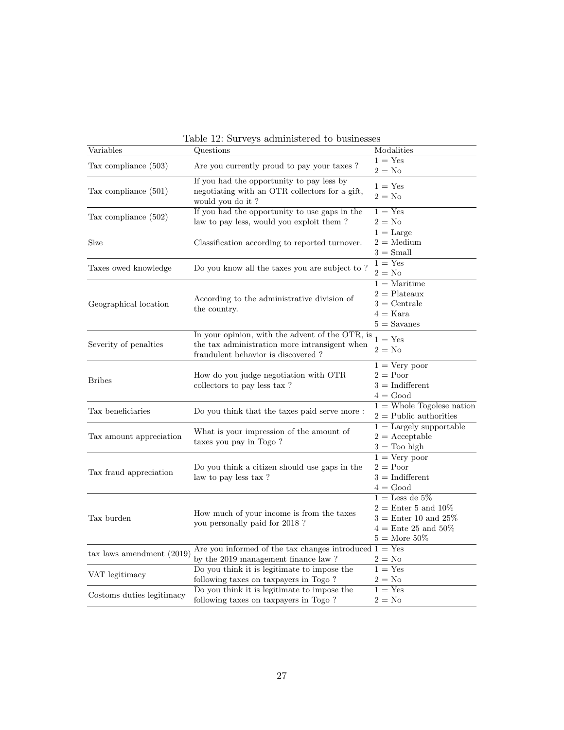Table 12: Surveys administered to businesses

| Variables | Questions | Modalities |
|---|---|---|
| Tax compliance (503) | Are you currently proud to pay your taxes ? | 1 = Yes<br>2 = No |
| Tax compliance (501) | If you had the opportunity to pay less by negotiating with an OTR collectors for a gift, would you do it ? | 1 = Yes<br>2 = No |
| Tax compliance (502) | If you had the opportunity to use gaps in the law to pay less, would you exploit them ? | 1 = Yes<br>2 = No |
| Size | Classification according to reported turnover. | 1 = Large<br>2 = Medium<br>3 = Small |
| Taxes owed knowledge | Do you know all the taxes you are subject to ? | 1 = Yes<br>2 = No |
| Geographical location | According to the administrative division of the country. | 1 = Maritime<br>2 = Plateaux<br>3 = Centrale<br>4 = Kara<br>5 = Savanes |
| Severity of penalties | In your opinion, with the advent of the OTR, is the tax administration more intransigent when fraudulent behavior is discovered ? | 1 = Yes<br>2 = No |
| Bribes | How do you judge negotiation with OTR collectors to pay less tax ? | 1 = Very poor<br>2 = Poor<br>3 = Indifferent<br>4 = Good |
| Tax beneficiaries | Do you think that the taxes paid serve more : | 1 = Whole Togolese nation<br>2 = Public authorities |
| Tax amount appreciation | What is your impression of the amount of taxes you pay in Togo ? | 1 = Largely supportable<br>2 = Acceptable<br>3 = Too high |
| Tax fraud appreciation | Do you think a citizen should use gaps in the law to pay less tax ? | 1 = Very poor<br>2 = Poor<br>3 = Indifferent<br>4 = Good |
| Tax burden | How much of your income is from the taxes you personally paid for 2018 ? | 1 = Less de 5%<br>2 = Enter 5 and 10%<br>3 = Enter 10 and 25%<br>4 = Ente 25 and 50%<br>5 = More 50% |
| tax laws amendment (2019) | Are you informed of the tax changes introduced by the 2019 management finance law ? | 1 = Yes<br>2 = No |
| VAT legitimacy | Do you think it is legitimate to impose the following taxes on taxpayers in Togo ? | 1 = Yes<br>2 = No |
| Costoms duties legitimacy | Do you think it is legitimate to impose the following taxes on taxpayers in Togo ? | 1 = Yes<br>2 = No |